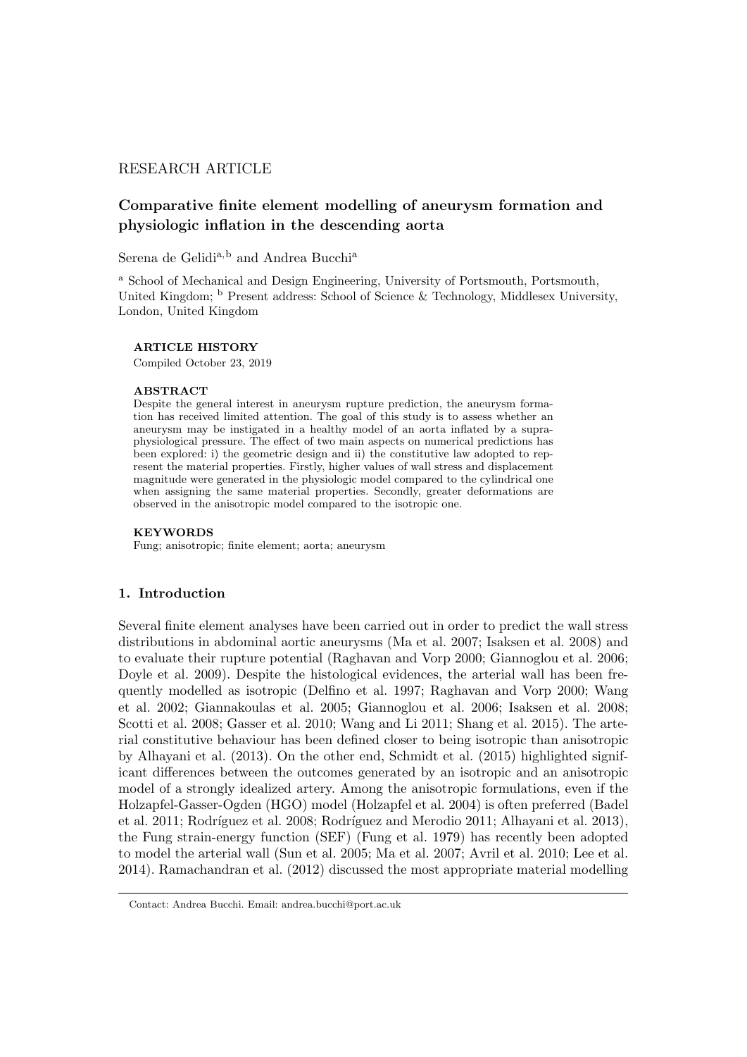RESEARCH ARTICLE

# Comparative finite element modelling of aneurysm formation and physiologic inflation in the descending aorta

Serena de Gelidi[a,b] and Andrea Bucchi[a]

[a] School of Mechanical and Design Engineering, University of Portsmouth, Portsmouth, United Kingdom; [b] Present address: School of Science & Technology, Middlesex University, London, United Kingdom

**ARTICLE HISTORY**

Compiled October 23, 2019

**ABSTRACT**

Despite the general interest in aneurysm rupture prediction, the aneurysm formation has received limited attention. The goal of this study is to assess whether an aneurysm may be instigated in a healthy model of an aorta inflated by a supra-physiological pressure. The effect of two main aspects on numerical predictions has been explored: i) the geometric design and ii) the constitutive law adopted to represent the material properties. Firstly, higher values of wall stress and displacement magnitude were generated in the physiologic model compared to the cylindrical one when assigning the same material properties. Secondly, greater deformations are observed in the anisotropic model compared to the isotropic one.

**KEYWORDS**

Fung; anisotropic; finite element; aorta; aneurysm

## 1. Introduction

Several finite element analyses have been carried out in order to predict the wall stress distributions in abdominal aortic aneurysms (Ma et al. 2007; Isaksen et al. 2008) and to evaluate their rupture potential (Raghavan and Vorp 2000; Giannoglou et al. 2006; Doyle et al. 2009). Despite the histological evidences, the arterial wall has been frequently modelled as isotropic (Delfino et al. 1997; Raghavan and Vorp 2000; Wang et al. 2002; Giannakoulas et al. 2005; Giannoglou et al. 2006; Isaksen et al. 2008; Scotti et al. 2008; Gasser et al. 2010; Wang and Li 2011; Shang et al. 2015). The arterial constitutive behaviour has been defined closer to being isotropic than anisotropic by Alhayani et al. (2013). On the other end, Schmidt et al. (2015) highlighted significant differences between the outcomes generated by an isotropic and an anisotropic model of a strongly idealized artery. Among the anisotropic formulations, even if the Holzapfel-Gasser-Ogden (HGO) model (Holzapfel et al. 2004) is often preferred (Badel et al. 2011; Rodríguez et al. 2008; Rodríguez and Merodio 2011; Alhayani et al. 2013), the Fung strain-energy function (SEF) (Fung et al. 1979) has recently been adopted to model the arterial wall (Sun et al. 2005; Ma et al. 2007; Avril et al. 2010; Lee et al. 2014). Ramachandran et al. (2012) discussed the most appropriate material modelling

Contact: Andrea Bucchi. Email: andrea.bucchi@port.ac.uk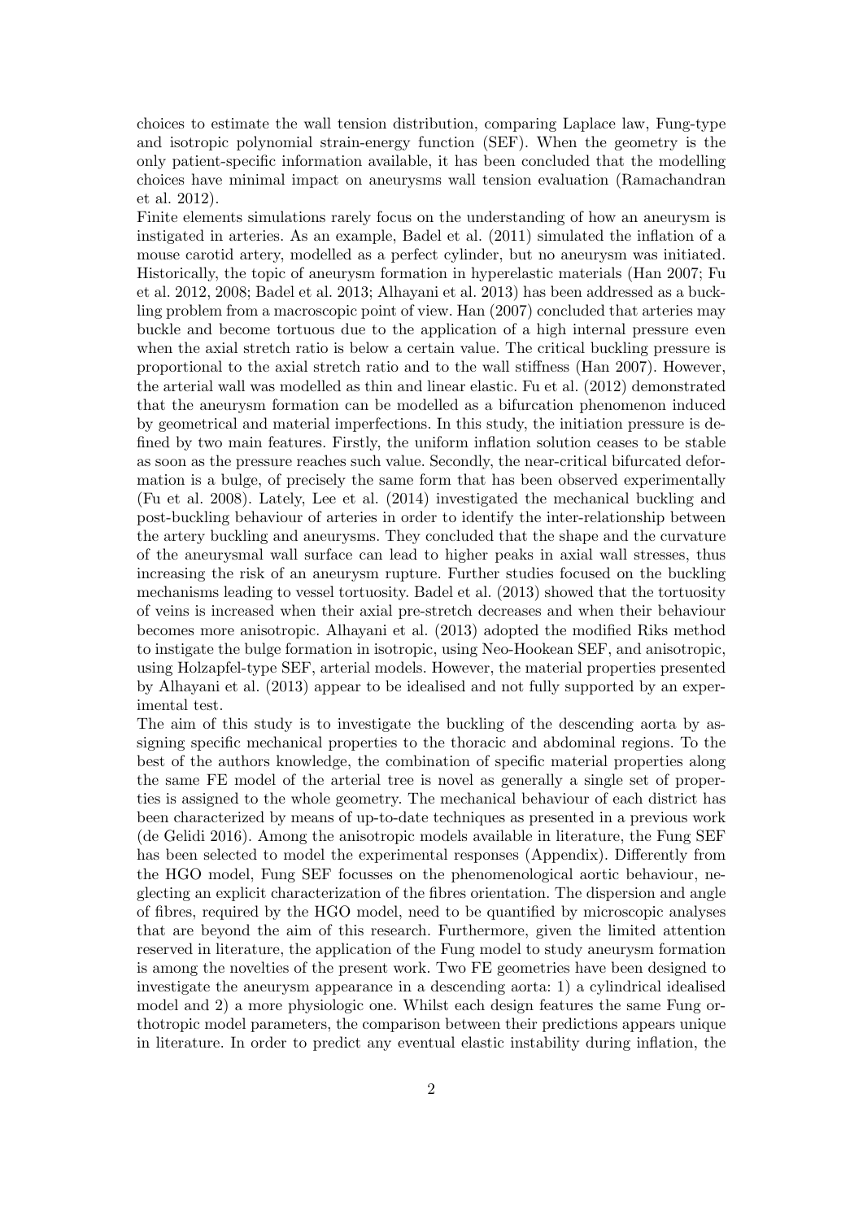choices to estimate the wall tension distribution, comparing Laplace law, Fung-type and isotropic polynomial strain-energy function (SEF). When the geometry is the only patient-specific information available, it has been concluded that the modelling choices have minimal impact on aneurysms wall tension evaluation (Ramachandran et al. 2012).

Finite elements simulations rarely focus on the understanding of how an aneurysm is instigated in arteries. As an example, Badel et al. (2011) simulated the inflation of a mouse carotid artery, modelled as a perfect cylinder, but no aneurysm was initiated. Historically, the topic of aneurysm formation in hyperelastic materials (Han 2007; Fu et al. 2012, 2008; Badel et al. 2013; Alhayani et al. 2013) has been addressed as a buckling problem from a macroscopic point of view. Han (2007) concluded that arteries may buckle and become tortuous due to the application of a high internal pressure even when the axial stretch ratio is below a certain value. The critical buckling pressure is proportional to the axial stretch ratio and to the wall stiffness (Han 2007). However, the arterial wall was modelled as thin and linear elastic. Fu et al. (2012) demonstrated that the aneurysm formation can be modelled as a bifurcation phenomenon induced by geometrical and material imperfections. In this study, the initiation pressure is defined by two main features. Firstly, the uniform inflation solution ceases to be stable as soon as the pressure reaches such value. Secondly, the near-critical bifurcated deformation is a bulge, of precisely the same form that has been observed experimentally (Fu et al. 2008). Lately, Lee et al. (2014) investigated the mechanical buckling and post-buckling behaviour of arteries in order to identify the inter-relationship between the artery buckling and aneurysms. They concluded that the shape and the curvature of the aneurysmal wall surface can lead to higher peaks in axial wall stresses, thus increasing the risk of an aneurysm rupture. Further studies focused on the buckling mechanisms leading to vessel tortuosity. Badel et al. (2013) showed that the tortuosity of veins is increased when their axial pre-stretch decreases and when their behaviour becomes more anisotropic. Alhayani et al. (2013) adopted the modified Riks method to instigate the bulge formation in isotropic, using Neo-Hookean SEF, and anisotropic, using Holzapfel-type SEF, arterial models. However, the material properties presented by Alhayani et al. (2013) appear to be idealised and not fully supported by an experimental test.

The aim of this study is to investigate the buckling of the descending aorta by assigning specific mechanical properties to the thoracic and abdominal regions. To the best of the authors knowledge, the combination of specific material properties along the same FE model of the arterial tree is novel as generally a single set of properties is assigned to the whole geometry. The mechanical behaviour of each district has been characterized by means of up-to-date techniques as presented in a previous work (de Gelidi 2016). Among the anisotropic models available in literature, the Fung SEF has been selected to model the experimental responses (Appendix). Differently from the HGO model, Fung SEF focusses on the phenomenological aortic behaviour, neglecting an explicit characterization of the fibres orientation. The dispersion and angle of fibres, required by the HGO model, need to be quantified by microscopic analyses that are beyond the aim of this research. Furthermore, given the limited attention reserved in literature, the application of the Fung model to study aneurysm formation is among the novelties of the present work. Two FE geometries have been designed to investigate the aneurysm appearance in a descending aorta: 1) a cylindrical idealised model and 2) a more physiologic one. Whilst each design features the same Fung orthotropic model parameters, the comparison between their predictions appears unique in literature. In order to predict any eventual elastic instability during inflation, the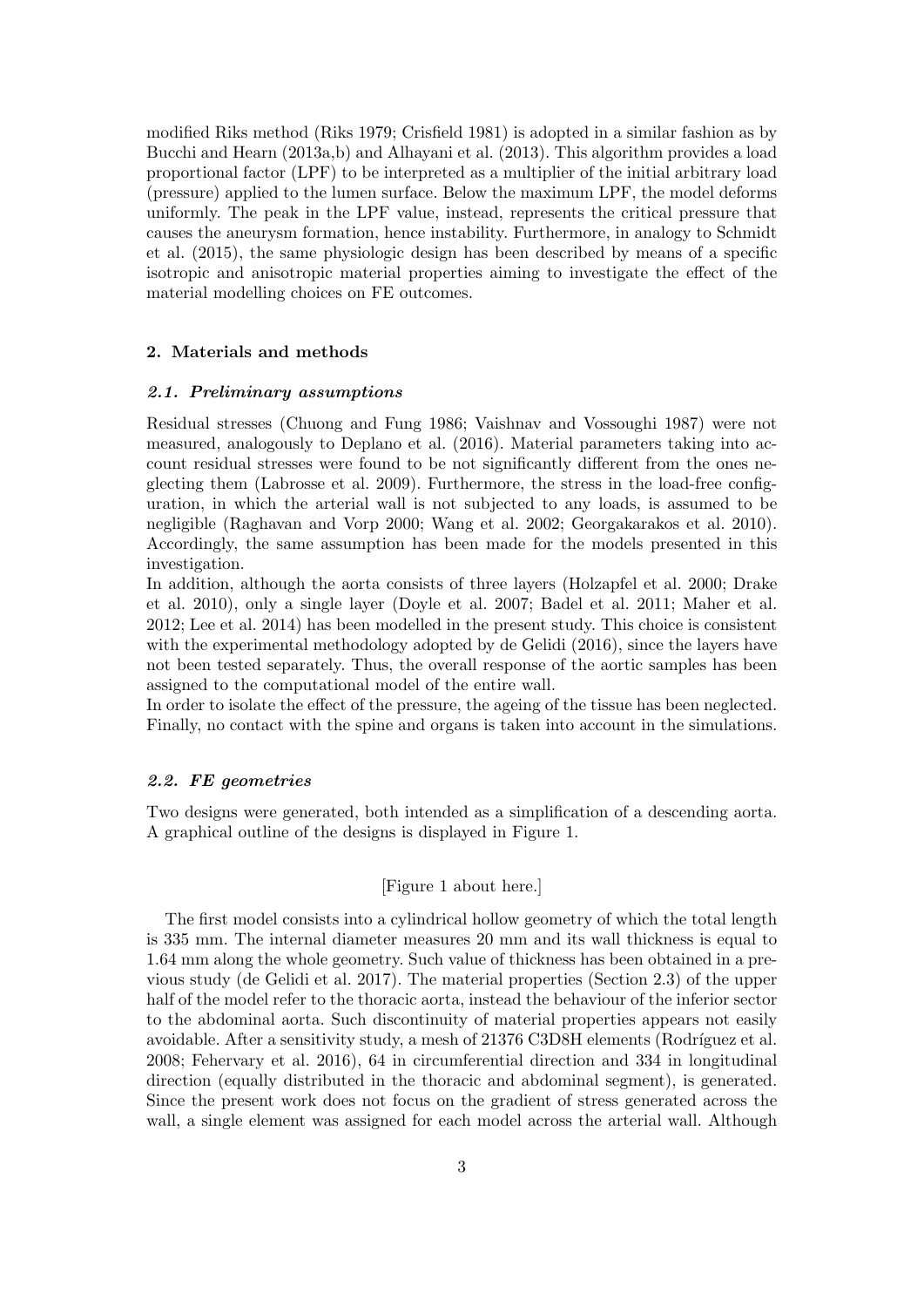modified Riks method (Riks 1979; Crisfield 1981) is adopted in a similar fashion as by Bucchi and Hearn (2013a,b) and Alhayani et al. (2013). This algorithm provides a load proportional factor (LPF) to be interpreted as a multiplier of the initial arbitrary load (pressure) applied to the lumen surface. Below the maximum LPF, the model deforms uniformly. The peak in the LPF value, instead, represents the critical pressure that causes the aneurysm formation, hence instability. Furthermore, in analogy to Schmidt et al. (2015), the same physiologic design has been described by means of a specific isotropic and anisotropic material properties aiming to investigate the effect of the material modelling choices on FE outcomes.

## 2. Materials and methods

### *2.1. Preliminary assumptions*

Residual stresses (Chuong and Fung 1986; Vaishnav and Vossoughi 1987) were not measured, analogously to Deplano et al. (2016). Material parameters taking into account residual stresses were found to be not significantly different from the ones neglecting them (Labrosse et al. 2009). Furthermore, the stress in the load-free configuration, in which the arterial wall is not subjected to any loads, is assumed to be negligible (Raghavan and Vorp 2000; Wang et al. 2002; Georgakarakos et al. 2010). Accordingly, the same assumption has been made for the models presented in this investigation.

In addition, although the aorta consists of three layers (Holzapfel et al. 2000; Drake et al. 2010), only a single layer (Doyle et al. 2007; Badel et al. 2011; Maher et al. 2012; Lee et al. 2014) has been modelled in the present study. This choice is consistent with the experimental methodology adopted by de Gelidi (2016), since the layers have not been tested separately. Thus, the overall response of the aortic samples has been assigned to the computational model of the entire wall.

In order to isolate the effect of the pressure, the ageing of the tissue has been neglected. Finally, no contact with the spine and organs is taken into account in the simulations.

### *2.2. FE geometries*

Two designs were generated, both intended as a simplification of a descending aorta. A graphical outline of the designs is displayed in Figure 1.

[Figure 1 about here.]

The first model consists into a cylindrical hollow geometry of which the total length is 335 mm. The internal diameter measures 20 mm and its wall thickness is equal to 1.64 mm along the whole geometry. Such value of thickness has been obtained in a previous study (de Gelidi et al. 2017). The material properties (Section 2.3) of the upper half of the model refer to the thoracic aorta, instead the behaviour of the inferior sector to the abdominal aorta. Such discontinuity of material properties appears not easily avoidable. After a sensitivity study, a mesh of 21376 C3D8H elements (Rodríguez et al. 2008; Fehervary et al. 2016), 64 in circumferential direction and 334 in longitudinal direction (equally distributed in the thoracic and abdominal segment), is generated. Since the present work does not focus on the gradient of stress generated across the wall, a single element was assigned for each model across the arterial wall. Although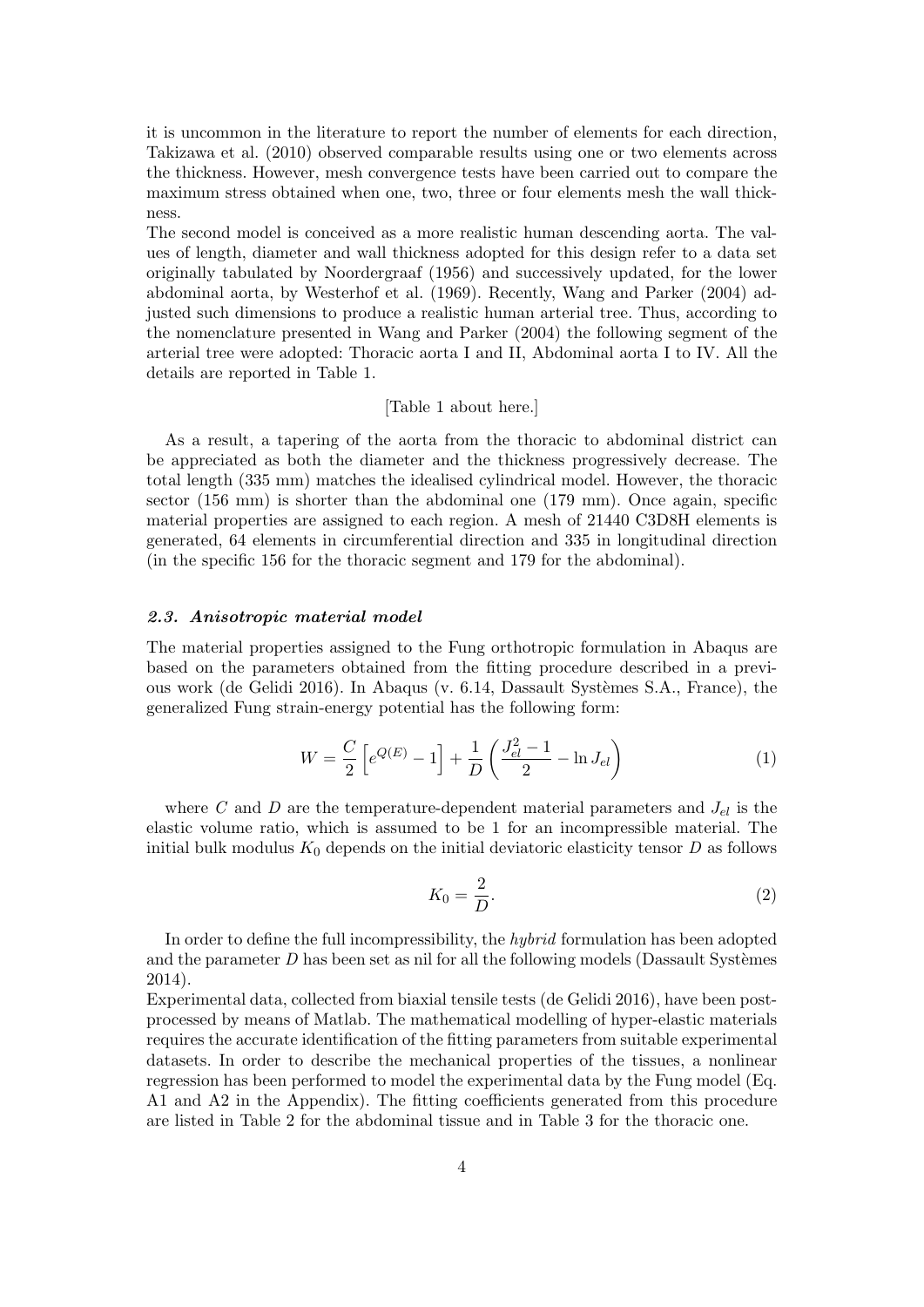it is uncommon in the literature to report the number of elements for each direction, Takizawa et al. (2010) observed comparable results using one or two elements across the thickness. However, mesh convergence tests have been carried out to compare the maximum stress obtained when one, two, three or four elements mesh the wall thickness.

The second model is conceived as a more realistic human descending aorta. The values of length, diameter and wall thickness adopted for this design refer to a data set originally tabulated by Noordergraaf (1956) and successively updated, for the lower abdominal aorta, by Westerhof et al. (1969). Recently, Wang and Parker (2004) adjusted such dimensions to produce a realistic human arterial tree. Thus, according to the nomenclature presented in Wang and Parker (2004) the following segment of the arterial tree were adopted: Thoracic aorta I and II, Abdominal aorta I to IV. All the details are reported in Table 1.

[Table 1 about here.]

As a result, a tapering of the aorta from the thoracic to abdominal district can be appreciated as both the diameter and the thickness progressively decrease. The total length (335 mm) matches the idealised cylindrical model. However, the thoracic sector (156 mm) is shorter than the abdominal one (179 mm). Once again, specific material properties are assigned to each region. A mesh of 21440 C3D8H elements is generated, 64 elements in circumferential direction and 335 in longitudinal direction (in the specific 156 for the thoracic segment and 179 for the abdominal).

### *2.3. Anisotropic material model*

The material properties assigned to the Fung orthotropic formulation in Abaqus are based on the parameters obtained from the fitting procedure described in a previous work (de Gelidi 2016). In Abaqus (v. 6.14, Dassault Systèmes S.A., France), the generalized Fung strain-energy potential has the following form:

$$W = \frac{C}{2}\left[e^{Q(E)} - 1\right] + \frac{1}{D}\left(\frac{J_{el}^2 - 1}{2} - \ln J_{el}\right) \tag{1}$$

where $C$ and $D$ are the temperature-dependent material parameters and $J_{el}$ is the elastic volume ratio, which is assumed to be 1 for an incompressible material. The initial bulk modulus $K_0$ depends on the initial deviatoric elasticity tensor $D$ as follows

$$K_0 = \frac{2}{D}. \tag{2}$$

In order to define the full incompressibility, the *hybrid* formulation has been adopted and the parameter $D$ has been set as nil for all the following models (Dassault Systèmes 2014).

Experimental data, collected from biaxial tensile tests (de Gelidi 2016), have been post-processed by means of Matlab. The mathematical modelling of hyper-elastic materials requires the accurate identification of the fitting parameters from suitable experimental datasets. In order to describe the mechanical properties of the tissues, a nonlinear regression has been performed to model the experimental data by the Fung model (Eq. A1 and A2 in the Appendix). The fitting coefficients generated from this procedure are listed in Table 2 for the abdominal tissue and in Table 3 for the thoracic one.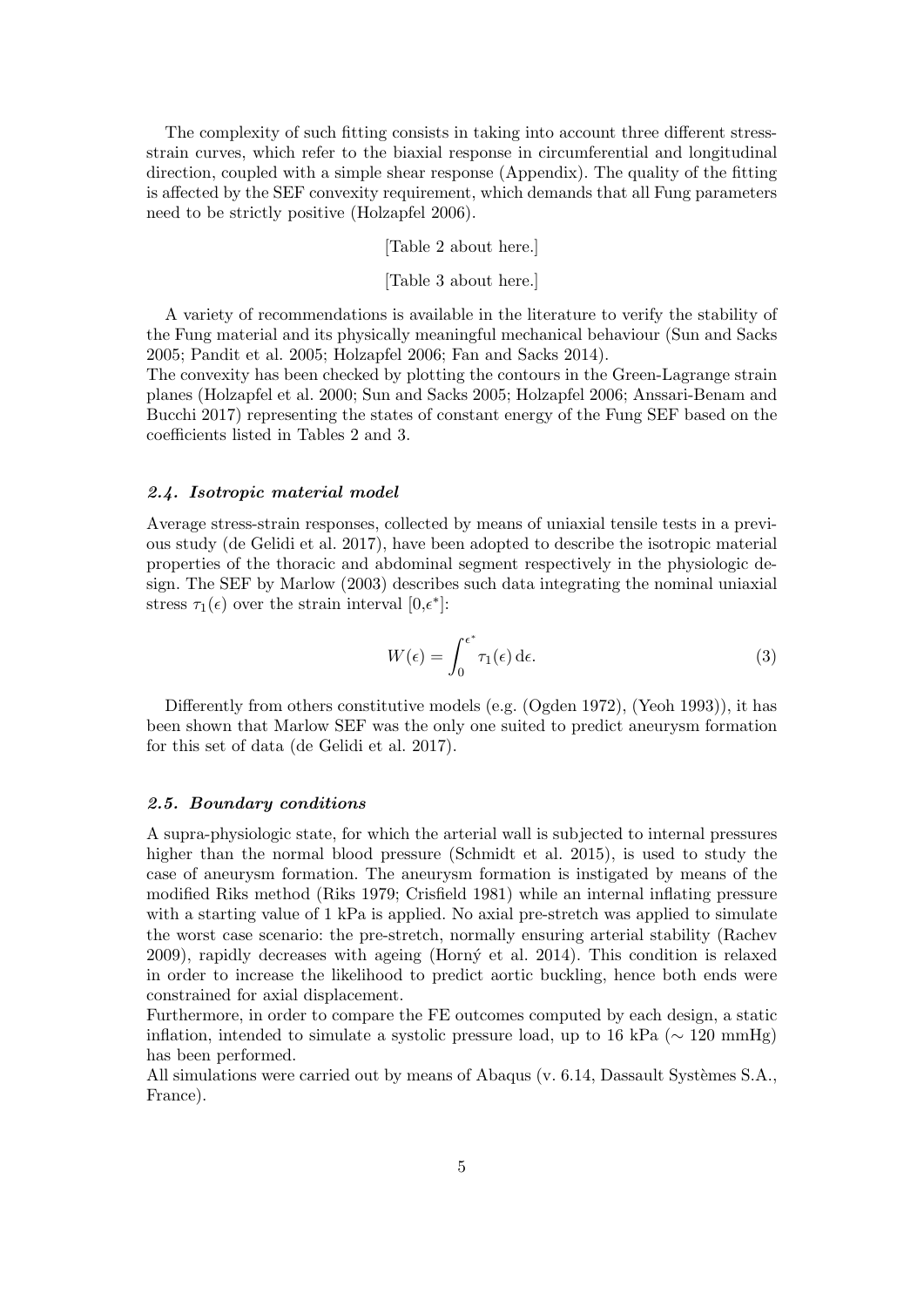The complexity of such fitting consists in taking into account three different stress-strain curves, which refer to the biaxial response in circumferential and longitudinal direction, coupled with a simple shear response (Appendix). The quality of the fitting is affected by the SEF convexity requirement, which demands that all Fung parameters need to be strictly positive (Holzapfel 2006).

[Table 2 about here.]

[Table 3 about here.]

A variety of recommendations is available in the literature to verify the stability of the Fung material and its physically meaningful mechanical behaviour (Sun and Sacks 2005; Pandit et al. 2005; Holzapfel 2006; Fan and Sacks 2014).
The convexity has been checked by plotting the contours in the Green-Lagrange strain planes (Holzapfel et al. 2000; Sun and Sacks 2005; Holzapfel 2006; Anssari-Benam and Bucchi 2017) representing the states of constant energy of the Fung SEF based on the coefficients listed in Tables 2 and 3.

### *2.4. Isotropic material model*

Average stress-strain responses, collected by means of uniaxial tensile tests in a previous study (de Gelidi et al. 2017), have been adopted to describe the isotropic material properties of the thoracic and abdominal segment respectively in the physiologic design. The SEF by Marlow (2003) describes such data integrating the nominal uniaxial stress $\tau_1(\epsilon)$ over the strain interval $[0,\epsilon^*]$:

$$W(\epsilon) = \int_0^{\epsilon^*} \tau_1(\epsilon)\,\mathrm{d}\epsilon. \tag{3}$$

Differently from others constitutive models (e.g. (Ogden 1972), (Yeoh 1993)), it has been shown that Marlow SEF was the only one suited to predict aneurysm formation for this set of data (de Gelidi et al. 2017).

### *2.5. Boundary conditions*

A supra-physiologic state, for which the arterial wall is subjected to internal pressures higher than the normal blood pressure (Schmidt et al. 2015), is used to study the case of aneurysm formation. The aneurysm formation is instigated by means of the modified Riks method (Riks 1979; Crisfield 1981) while an internal inflating pressure with a starting value of 1 kPa is applied. No axial pre-stretch was applied to simulate the worst case scenario: the pre-stretch, normally ensuring arterial stability (Rachev 2009), rapidly decreases with ageing (Horný et al. 2014). This condition is relaxed in order to increase the likelihood to predict aortic buckling, hence both ends were constrained for axial displacement.
Furthermore, in order to compare the FE outcomes computed by each design, a static inflation, intended to simulate a systolic pressure load, up to 16 kPa ($\sim$ 120 mmHg) has been performed.
All simulations were carried out by means of Abaqus (v. 6.14, Dassault Systèmes S.A., France).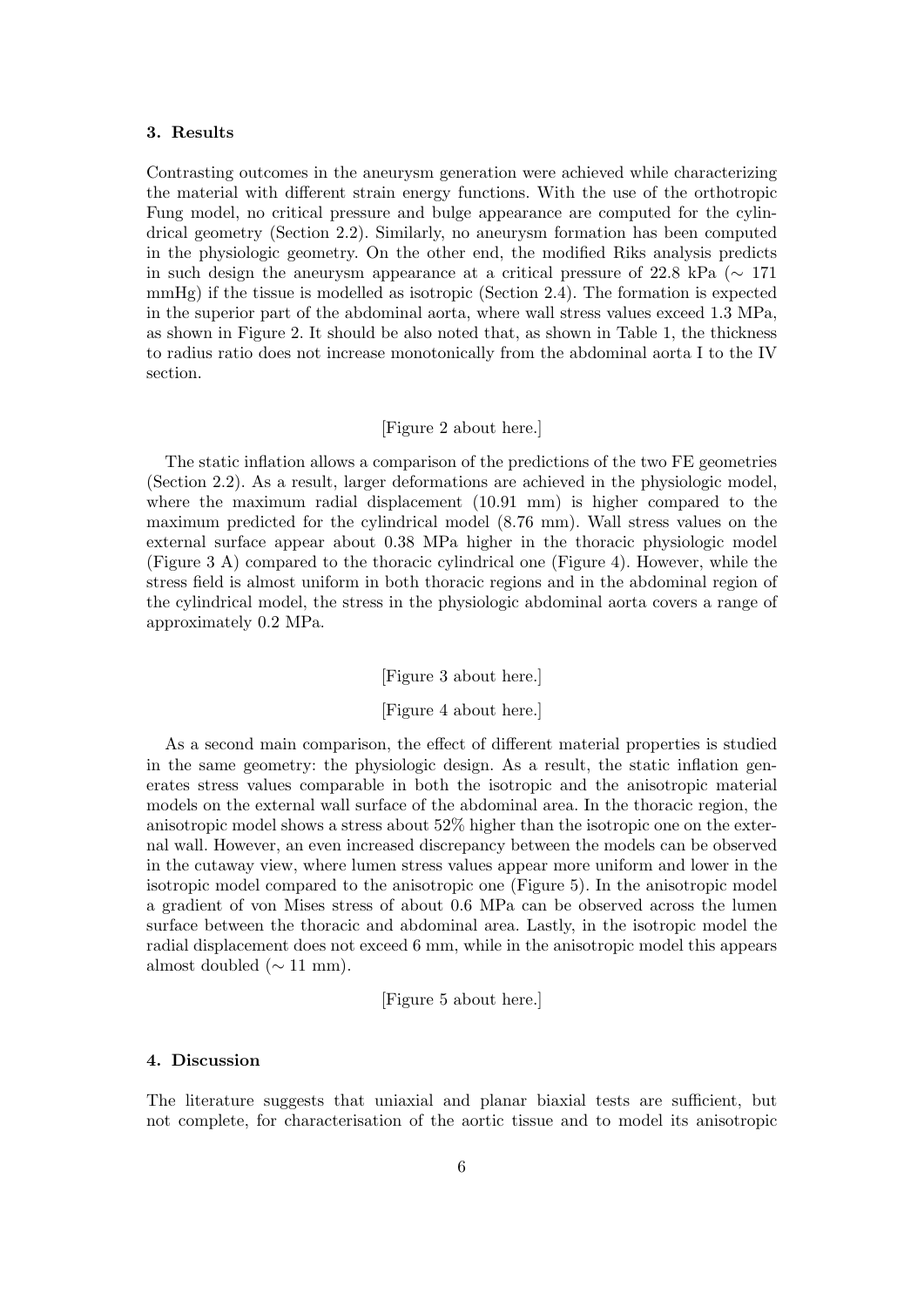### 3. Results

Contrasting outcomes in the aneurysm generation were achieved while characterizing the material with different strain energy functions. With the use of the orthotropic Fung model, no critical pressure and bulge appearance are computed for the cylindrical geometry (Section 2.2). Similarly, no aneurysm formation has been computed in the physiologic geometry. On the other end, the modified Riks analysis predicts in such design the aneurysm appearance at a critical pressure of 22.8 kPa ($\sim$ 171 mmHg) if the tissue is modelled as isotropic (Section 2.4). The formation is expected in the superior part of the abdominal aorta, where wall stress values exceed 1.3 MPa, as shown in Figure 2. It should be also noted that, as shown in Table 1, the thickness to radius ratio does not increase monotonically from the abdominal aorta I to the IV section.

[Figure 2 about here.]

The static inflation allows a comparison of the predictions of the two FE geometries (Section 2.2). As a result, larger deformations are achieved in the physiologic model, where the maximum radial displacement (10.91 mm) is higher compared to the maximum predicted for the cylindrical model (8.76 mm). Wall stress values on the external surface appear about 0.38 MPa higher in the thoracic physiologic model (Figure 3 A) compared to the thoracic cylindrical one (Figure 4). However, while the stress field is almost uniform in both thoracic regions and in the abdominal region of the cylindrical model, the stress in the physiologic abdominal aorta covers a range of approximately 0.2 MPa.

[Figure 3 about here.]

[Figure 4 about here.]

As a second main comparison, the effect of different material properties is studied in the same geometry: the physiologic design. As a result, the static inflation generates stress values comparable in both the isotropic and the anisotropic material models on the external wall surface of the abdominal area. In the thoracic region, the anisotropic model shows a stress about 52% higher than the isotropic one on the external wall. However, an even increased discrepancy between the models can be observed in the cutaway view, where lumen stress values appear more uniform and lower in the isotropic model compared to the anisotropic one (Figure 5). In the anisotropic model a gradient of von Mises stress of about 0.6 MPa can be observed across the lumen surface between the thoracic and abdominal area. Lastly, in the isotropic model the radial displacement does not exceed 6 mm, while in the anisotropic model this appears almost doubled ($\sim$ 11 mm).

[Figure 5 about here.]

### 4. Discussion

The literature suggests that uniaxial and planar biaxial tests are sufficient, but not complete, for characterisation of the aortic tissue and to model its anisotropic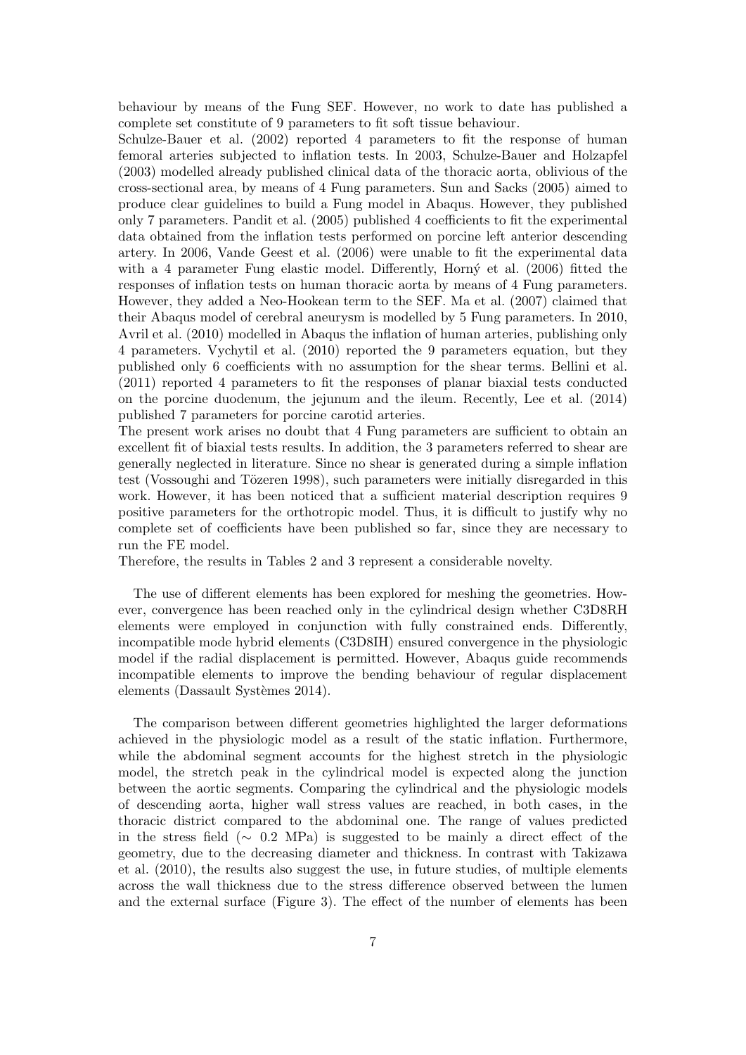behaviour by means of the Fung SEF. However, no work to date has published a complete set constitute of 9 parameters to fit soft tissue behaviour.

Schulze-Bauer et al. (2002) reported 4 parameters to fit the response of human femoral arteries subjected to inflation tests. In 2003, Schulze-Bauer and Holzapfel (2003) modelled already published clinical data of the thoracic aorta, oblivious of the cross-sectional area, by means of 4 Fung parameters. Sun and Sacks (2005) aimed to produce clear guidelines to build a Fung model in Abaqus. However, they published only 7 parameters. Pandit et al. (2005) published 4 coefficients to fit the experimental data obtained from the inflation tests performed on porcine left anterior descending artery. In 2006, Vande Geest et al. (2006) were unable to fit the experimental data with a 4 parameter Fung elastic model. Differently, Horný et al. (2006) fitted the responses of inflation tests on human thoracic aorta by means of 4 Fung parameters. However, they added a Neo-Hookean term to the SEF. Ma et al. (2007) claimed that their Abaqus model of cerebral aneurysm is modelled by 5 Fung parameters. In 2010, Avril et al. (2010) modelled in Abaqus the inflation of human arteries, publishing only 4 parameters. Vychytil et al. (2010) reported the 9 parameters equation, but they published only 6 coefficients with no assumption for the shear terms. Bellini et al. (2011) reported 4 parameters to fit the responses of planar biaxial tests conducted on the porcine duodenum, the jejunum and the ileum. Recently, Lee et al. (2014) published 7 parameters for porcine carotid arteries.

The present work arises no doubt that 4 Fung parameters are sufficient to obtain an excellent fit of biaxial tests results. In addition, the 3 parameters referred to shear are generally neglected in literature. Since no shear is generated during a simple inflation test (Vossoughi and Tözeren 1998), such parameters were initially disregarded in this work. However, it has been noticed that a sufficient material description requires 9 positive parameters for the orthotropic model. Thus, it is difficult to justify why no complete set of coefficients have been published so far, since they are necessary to run the FE model.

Therefore, the results in Tables 2 and 3 represent a considerable novelty.

The use of different elements has been explored for meshing the geometries. However, convergence has been reached only in the cylindrical design whether C3D8RH elements were employed in conjunction with fully constrained ends. Differently, incompatible mode hybrid elements (C3D8IH) ensured convergence in the physiologic model if the radial displacement is permitted. However, Abaqus guide recommends incompatible elements to improve the bending behaviour of regular displacement elements (Dassault Systèmes 2014).

The comparison between different geometries highlighted the larger deformations achieved in the physiologic model as a result of the static inflation. Furthermore, while the abdominal segment accounts for the highest stretch in the physiologic model, the stretch peak in the cylindrical model is expected along the junction between the aortic segments. Comparing the cylindrical and the physiologic models of descending aorta, higher wall stress values are reached, in both cases, in the thoracic district compared to the abdominal one. The range of values predicted in the stress field ($\sim$ 0.2 MPa) is suggested to be mainly a direct effect of the geometry, due to the decreasing diameter and thickness. In contrast with Takizawa et al. (2010), the results also suggest the use, in future studies, of multiple elements across the wall thickness due to the stress difference observed between the lumen and the external surface (Figure 3). The effect of the number of elements has been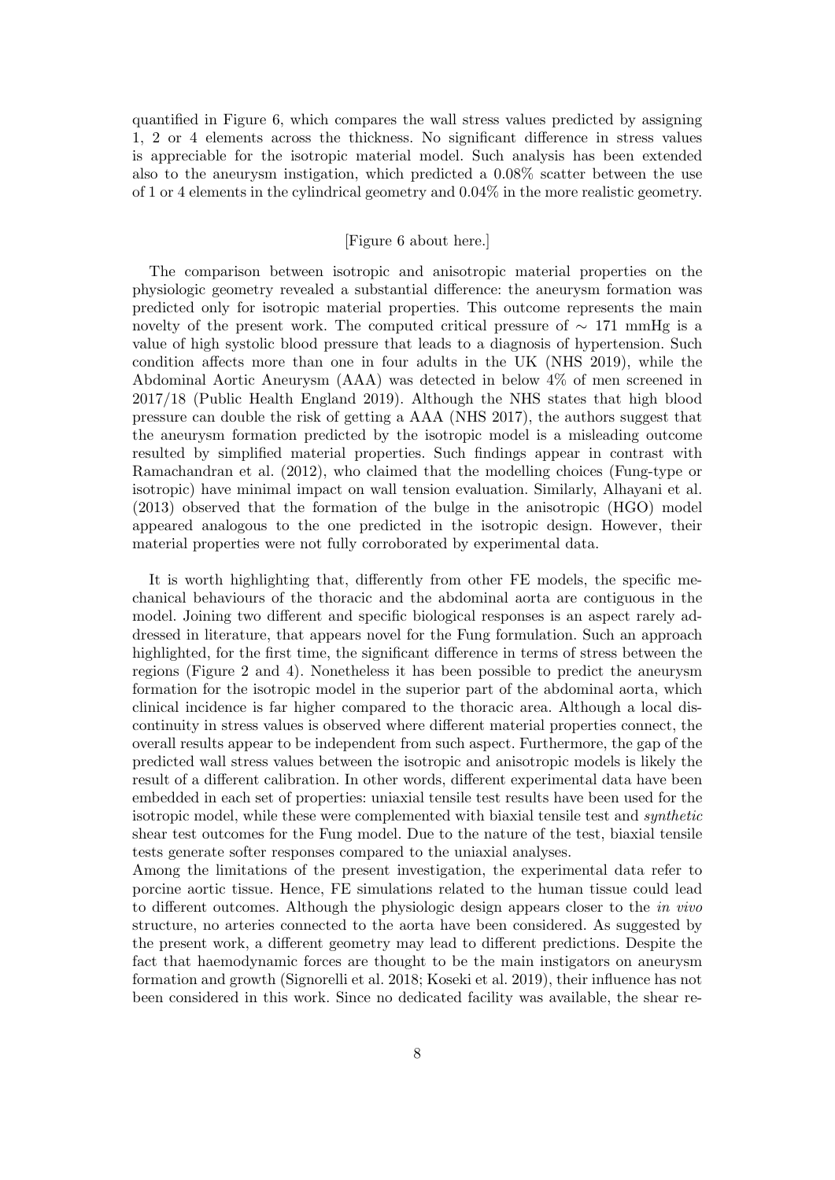quantified in Figure 6, which compares the wall stress values predicted by assigning 1, 2 or 4 elements across the thickness. No significant difference in stress values is appreciable for the isotropic material model. Such analysis has been extended also to the aneurysm instigation, which predicted a 0.08% scatter between the use of 1 or 4 elements in the cylindrical geometry and 0.04% in the more realistic geometry.

[Figure 6 about here.]

The comparison between isotropic and anisotropic material properties on the physiologic geometry revealed a substantial difference: the aneurysm formation was predicted only for isotropic material properties. This outcome represents the main novelty of the present work. The computed critical pressure of $\sim$ 171 mmHg is a value of high systolic blood pressure that leads to a diagnosis of hypertension. Such condition affects more than one in four adults in the UK (NHS 2019), while the Abdominal Aortic Aneurysm (AAA) was detected in below 4% of men screened in 2017/18 (Public Health England 2019). Although the NHS states that high blood pressure can double the risk of getting a AAA (NHS 2017), the authors suggest that the aneurysm formation predicted by the isotropic model is a misleading outcome resulted by simplified material properties. Such findings appear in contrast with Ramachandran et al. (2012), who claimed that the modelling choices (Fung-type or isotropic) have minimal impact on wall tension evaluation. Similarly, Alhayani et al. (2013) observed that the formation of the bulge in the anisotropic (HGO) model appeared analogous to the one predicted in the isotropic design. However, their material properties were not fully corroborated by experimental data.

It is worth highlighting that, differently from other FE models, the specific mechanical behaviours of the thoracic and the abdominal aorta are contiguous in the model. Joining two different and specific biological responses is an aspect rarely addressed in literature, that appears novel for the Fung formulation. Such an approach highlighted, for the first time, the significant difference in terms of stress between the regions (Figure 2 and 4). Nonetheless it has been possible to predict the aneurysm formation for the isotropic model in the superior part of the abdominal aorta, which clinical incidence is far higher compared to the thoracic area. Although a local discontinuity in stress values is observed where different material properties connect, the overall results appear to be independent from such aspect. Furthermore, the gap of the predicted wall stress values between the isotropic and anisotropic models is likely the result of a different calibration. In other words, different experimental data have been embedded in each set of properties: uniaxial tensile test results have been used for the isotropic model, while these were complemented with biaxial tensile test and *synthetic* shear test outcomes for the Fung model. Due to the nature of the test, biaxial tensile tests generate softer responses compared to the uniaxial analyses.

Among the limitations of the present investigation, the experimental data refer to porcine aortic tissue. Hence, FE simulations related to the human tissue could lead to different outcomes. Although the physiologic design appears closer to the *in vivo* structure, no arteries connected to the aorta have been considered. As suggested by the present work, a different geometry may lead to different predictions. Despite the fact that haemodynamic forces are thought to be the main instigators on aneurysm formation and growth (Signorelli et al. 2018; Koseki et al. 2019), their influence has not been considered in this work. Since no dedicated facility was available, the shear re-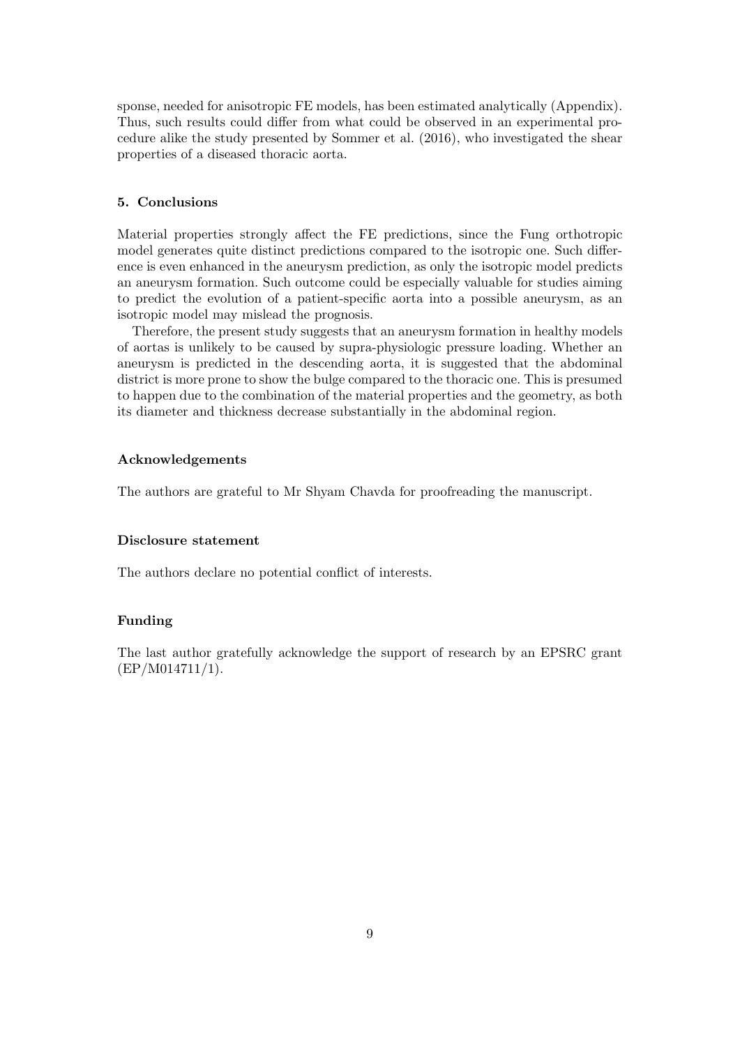sponse, needed for anisotropic FE models, has been estimated analytically (Appendix). Thus, such results could differ from what could be observed in an experimental procedure alike the study presented by Sommer et al. (2016), who investigated the shear properties of a diseased thoracic aorta.

## 5. Conclusions

Material properties strongly affect the FE predictions, since the Fung orthotropic model generates quite distinct predictions compared to the isotropic one. Such difference is even enhanced in the aneurysm prediction, as only the isotropic model predicts an aneurysm formation. Such outcome could be especially valuable for studies aiming to predict the evolution of a patient-specific aorta into a possible aneurysm, as an isotropic model may mislead the prognosis.

Therefore, the present study suggests that an aneurysm formation in healthy models of aortas is unlikely to be caused by supra-physiologic pressure loading. Whether an aneurysm is predicted in the descending aorta, it is suggested that the abdominal district is more prone to show the bulge compared to the thoracic one. This is presumed to happen due to the combination of the material properties and the geometry, as both its diameter and thickness decrease substantially in the abdominal region.

### Acknowledgements

The authors are grateful to Mr Shyam Chavda for proofreading the manuscript.

### Disclosure statement

The authors declare no potential conflict of interests.

### Funding

The last author gratefully acknowledge the support of research by an EPSRC grant (EP/M014711/1).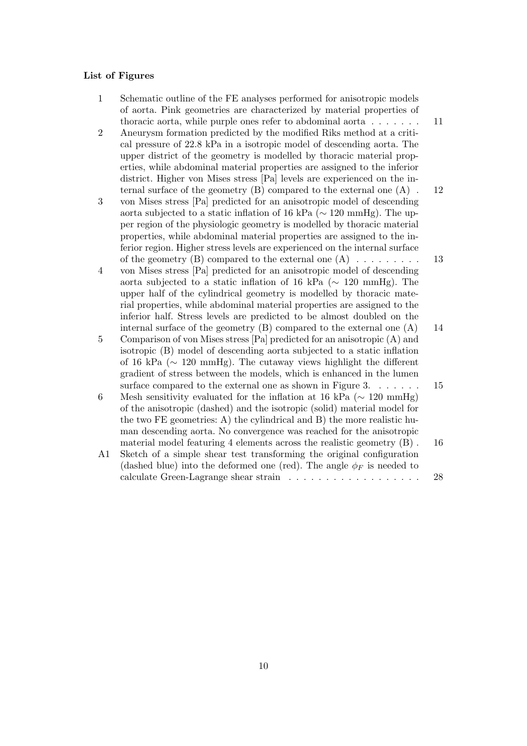**List of Figures**

| | | |
|---|---|---|
| 1 | Schematic outline of the FE analyses performed for anisotropic models of aorta. Pink geometries are characterized by material properties of thoracic aorta, while purple ones refer to abdominal aorta | 11 |
| 2 | Aneurysm formation predicted by the modified Riks method at a critical pressure of 22.8 kPa in a isotropic model of descending aorta. The upper district of the geometry is modelled by thoracic material properties, while abdominal material properties are assigned to the inferior district. Higher von Mises stress [Pa] levels are experienced on the internal surface of the geometry (B) compared to the external one (A) | 12 |
| 3 | von Mises stress [Pa] predicted for an anisotropic model of descending aorta subjected to a static inflation of 16 kPa ($\sim$ 120 mmHg). The upper region of the physiologic geometry is modelled by thoracic material properties, while abdominal material properties are assigned to the inferior region. Higher stress levels are experienced on the internal surface of the geometry (B) compared to the external one (A) | 13 |
| 4 | von Mises stress [Pa] predicted for an anisotropic model of descending aorta subjected to a static inflation of 16 kPa ($\sim$ 120 mmHg). The upper half of the cylindrical geometry is modelled by thoracic material properties, while abdominal material properties are assigned to the inferior half. Stress levels are predicted to be almost doubled on the internal surface of the geometry (B) compared to the external one (A) | 14 |
| 5 | Comparison of von Mises stress [Pa] predicted for an anisotropic (A) and isotropic (B) model of descending aorta subjected to a static inflation of 16 kPa ($\sim$ 120 mmHg). The cutaway views highlight the different gradient of stress between the models, which is enhanced in the lumen surface compared to the external one as shown in Figure 3. | 15 |
| 6 | Mesh sensitivity evaluated for the inflation at 16 kPa ($\sim$ 120 mmHg) of the anisotropic (dashed) and the isotropic (solid) material model for the two FE geometries: A) the cylindrical and B) the more realistic human descending aorta. No convergence was reached for the anisotropic material model featuring 4 elements across the realistic geometry (B) | 16 |
| A1 | Sketch of a simple shear test transforming the original configuration (dashed blue) into the deformed one (red). The angle $\phi_F$ is needed to calculate Green-Lagrange shear strain | 28 |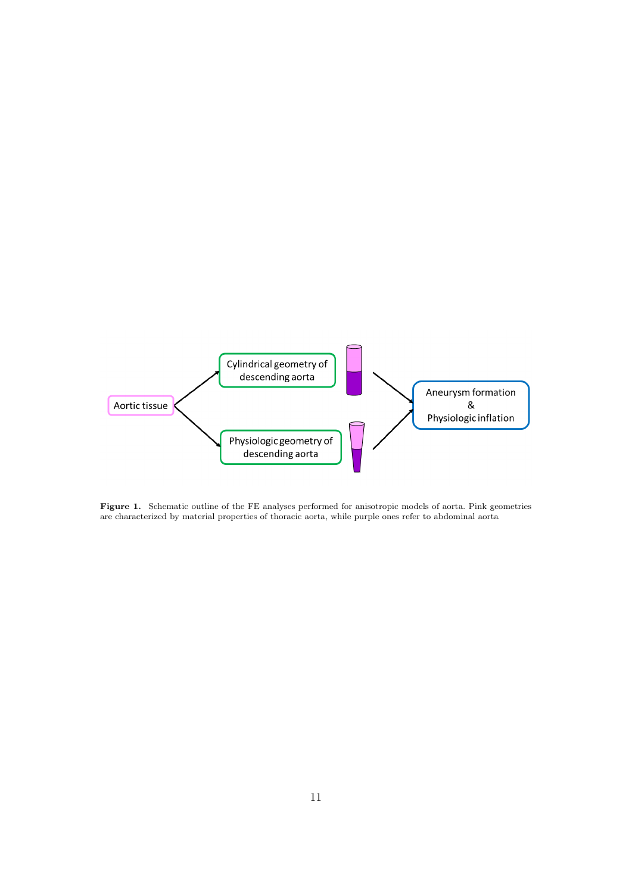Aortic tissue

Cylindrical geometry of descending aorta

Physiologic geometry of descending aorta

Aneurysm formation & Physiologic inflation

**Figure 1.** Schematic outline of the FE analyses performed for anisotropic models of aorta. Pink geometries are characterized by material properties of thoracic aorta, while purple ones refer to abdominal aorta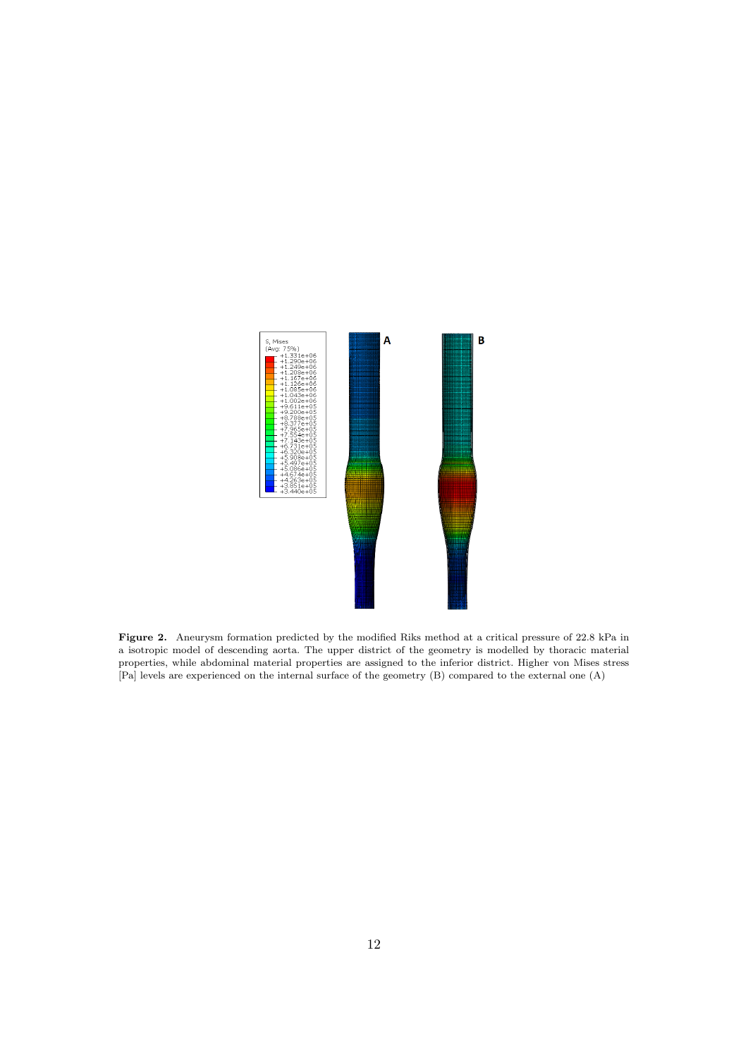**Figure 2.** Aneurysm formation predicted by the modified Riks method at a critical pressure of 22.8 kPa in a isotropic model of descending aorta. The upper district of the geometry is modelled by thoracic material properties, while abdominal material properties are assigned to the inferior district. Higher von Mises stress [Pa] levels are experienced on the internal surface of the geometry (B) compared to the external one (A)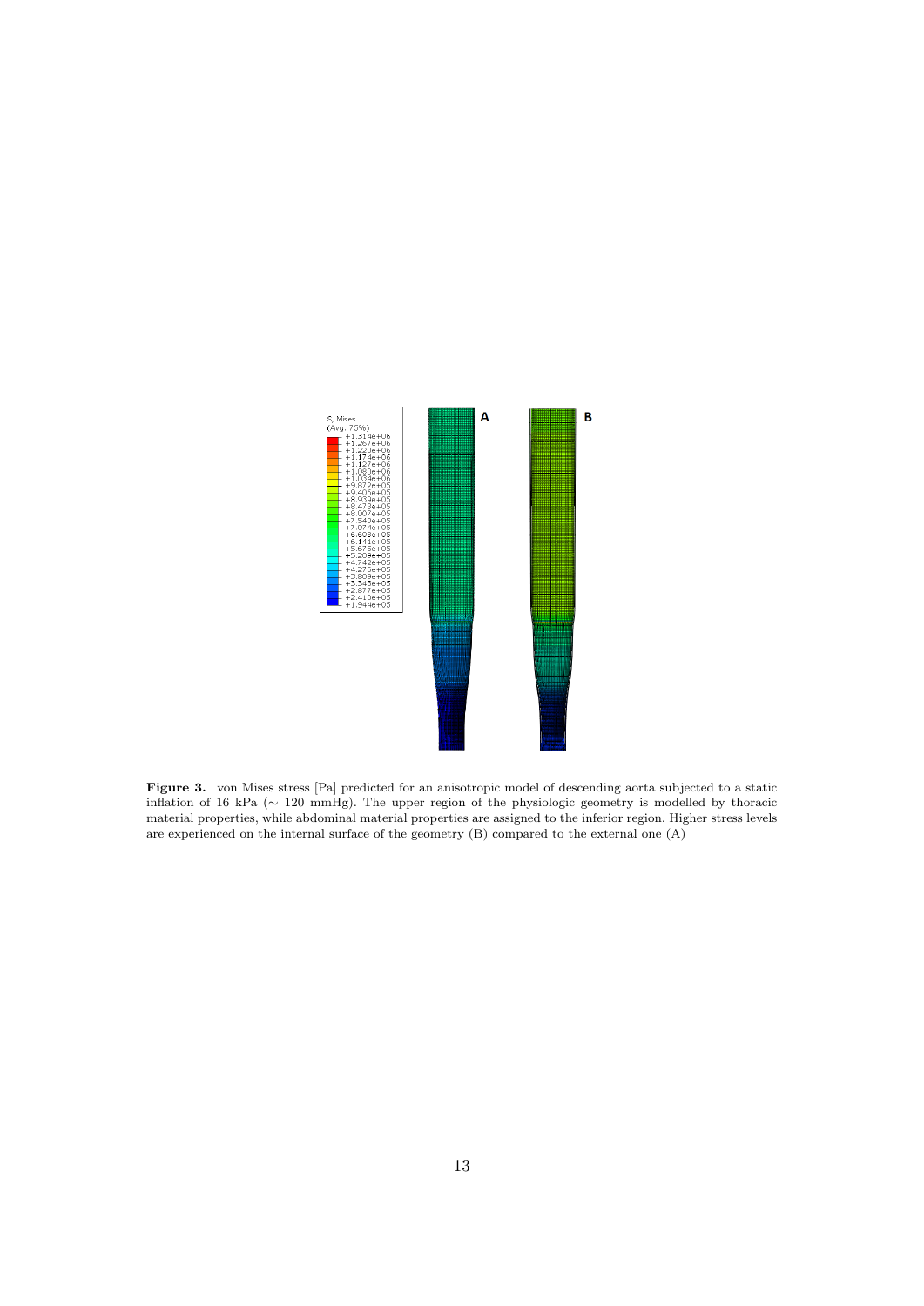**Figure 3.** von Mises stress [Pa] predicted for an anisotropic model of descending aorta subjected to a static inflation of 16 kPa ($\sim$ 120 mmHg). The upper region of the physiologic geometry is modelled by thoracic material properties, while abdominal material properties are assigned to the inferior region. Higher stress levels are experienced on the internal surface of the geometry (B) compared to the external one (A)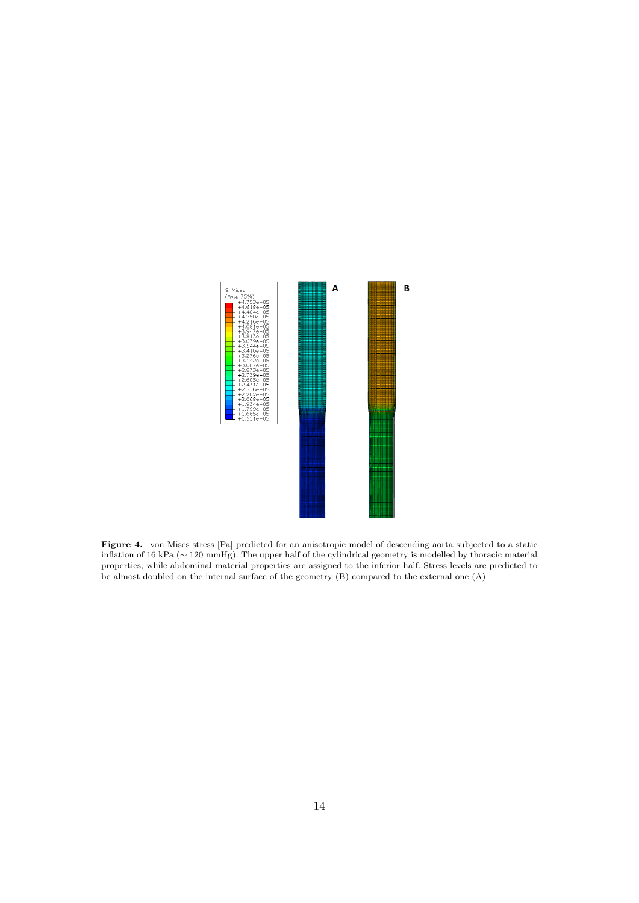**Figure 4.** von Mises stress [Pa] predicted for an anisotropic model of descending aorta subjected to a static inflation of 16 kPa ($\sim$ 120 mmHg). The upper half of the cylindrical geometry is modelled by thoracic material properties, while abdominal material properties are assigned to the inferior half. Stress levels are predicted to be almost doubled on the internal surface of the geometry (B) compared to the external one (A)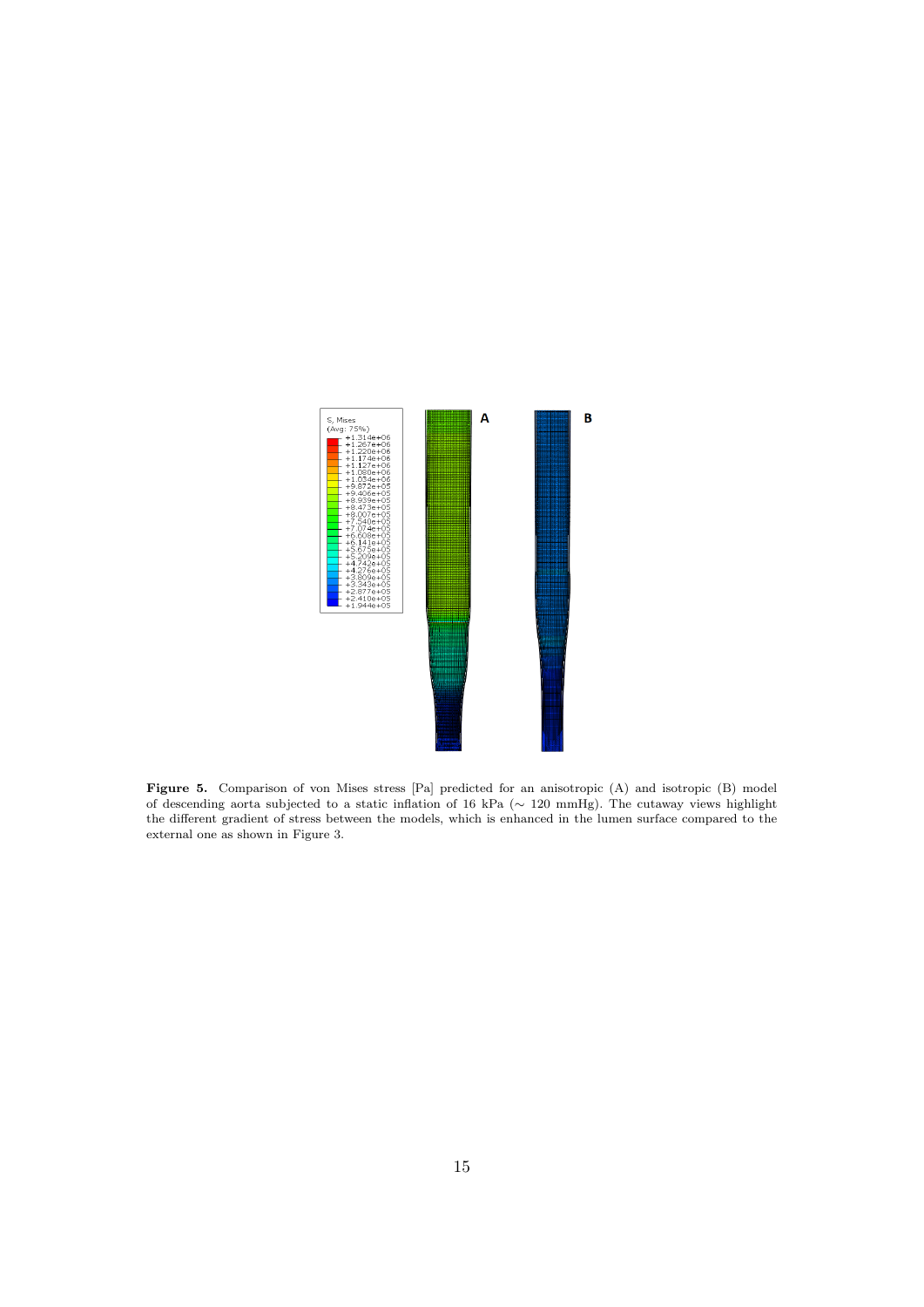**Figure 5.** Comparison of von Mises stress [Pa] predicted for an anisotropic (A) and isotropic (B) model of descending aorta subjected to a static inflation of 16 kPa ($\sim$ 120 mmHg). The cutaway views highlight the different gradient of stress between the models, which is enhanced in the lumen surface compared to the external one as shown in Figure 3.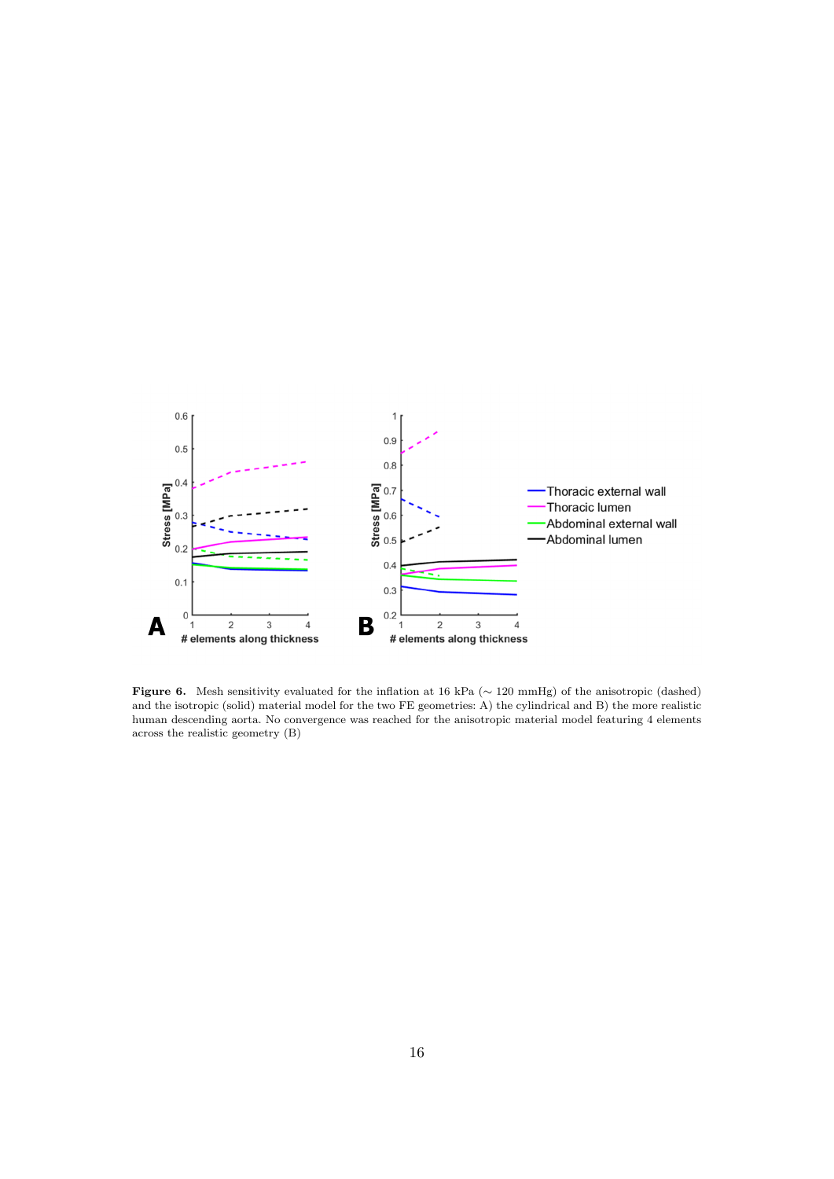**Figure 6.** Mesh sensitivity evaluated for the inflation at 16 kPa ($\sim$ 120 mmHg) of the anisotropic (dashed) and the isotropic (solid) material model for the two FE geometries: A) the cylindrical and B) the more realistic human descending aorta. No convergence was reached for the anisotropic material model featuring 4 elements across the realistic geometry (B)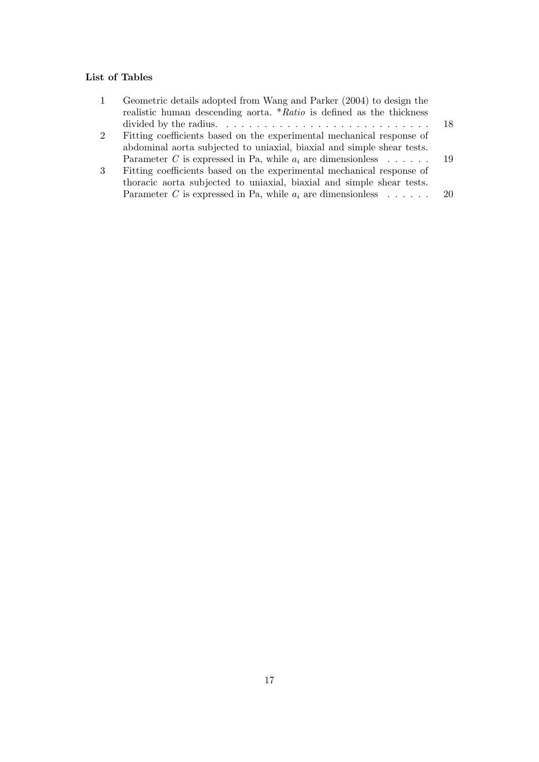### List of Tables

1. Geometric details adopted from Wang and Parker (2004) to design the realistic human descending aorta. \**Ratio* is defined as the thickness divided by the radius. . . . . . . . . . . . . . . . . . . . . . . . . . . . 18
2. Fitting coefficients based on the experimental mechanical response of abdominal aorta subjected to uniaxial, biaxial and simple shear tests. Parameter $C$ is expressed in Pa, while $a_i$ are dimensionless . . . . . . 19
3. Fitting coefficients based on the experimental mechanical response of thoracic aorta subjected to uniaxial, biaxial and simple shear tests. Parameter $C$ is expressed in Pa, while $a_i$ are dimensionless . . . . . . 20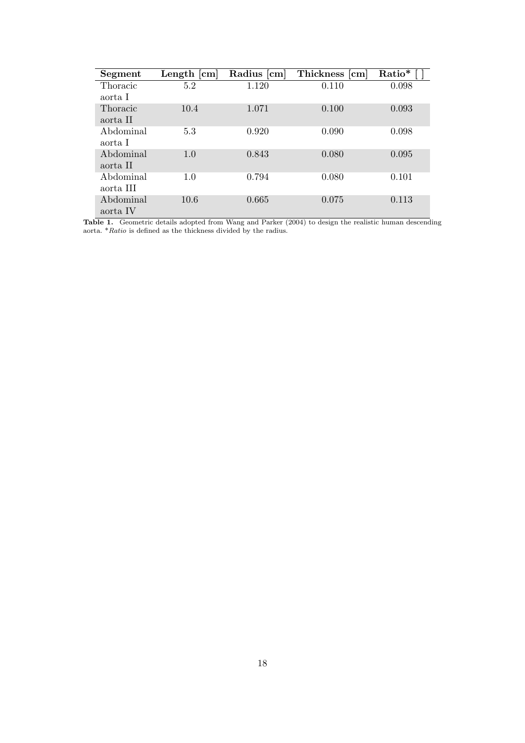| Segment | Length [cm] | Radius [cm] | Thickness [cm] | Ratio* [ ] |
|---|---|---|---|---|
| Thoracic aorta I | 5.2 | 1.120 | 0.110 | 0.098 |
| Thoracic aorta II | 10.4 | 1.071 | 0.100 | 0.093 |
| Abdominal aorta I | 5.3 | 0.920 | 0.090 | 0.098 |
| Abdominal aorta II | 1.0 | 0.843 | 0.080 | 0.095 |
| Abdominal aorta III | 1.0 | 0.794 | 0.080 | 0.101 |
| Abdominal aorta IV | 10.6 | 0.665 | 0.075 | 0.113 |

**Table 1.** Geometric details adopted from Wang and Parker (2004) to design the realistic human descending aorta. **Ratio* is defined as the thickness divided by the radius.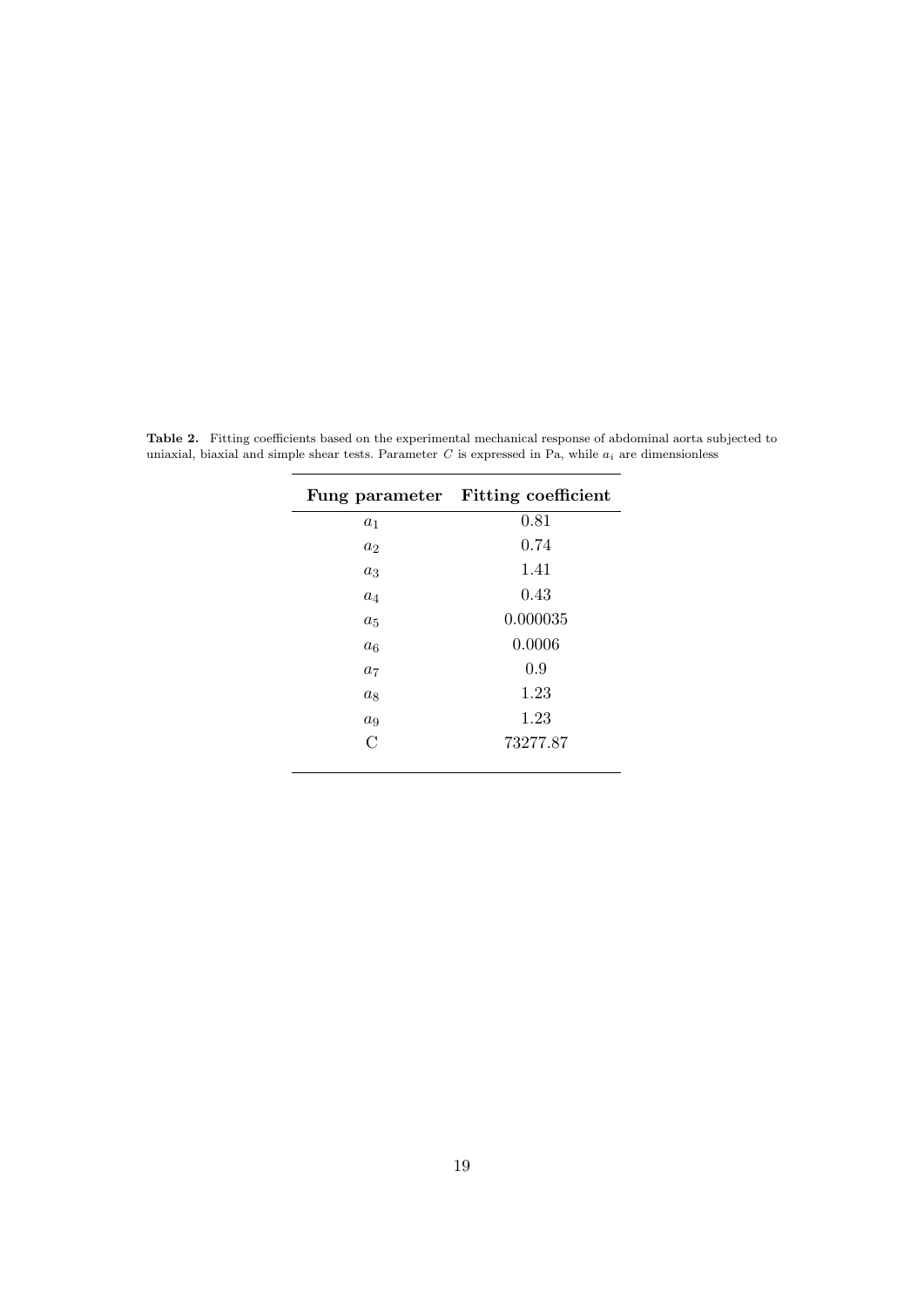**Table 2.** Fitting coefficients based on the experimental mechanical response of abdominal aorta subjected to uniaxial, biaxial and simple shear tests. Parameter $C$ is expressed in Pa, while $a_i$ are dimensionless

| **Fung parameter** | **Fitting coefficient** |
|---|---|
| $a_1$ | 0.81 |
| $a_2$ | 0.74 |
| $a_3$ | 1.41 |
| $a_4$ | 0.43 |
| $a_5$ | 0.000035 |
| $a_6$ | 0.0006 |
| $a_7$ | 0.9 |
| $a_8$ | 1.23 |
| $a_9$ | 1.23 |
| C | 73277.87 |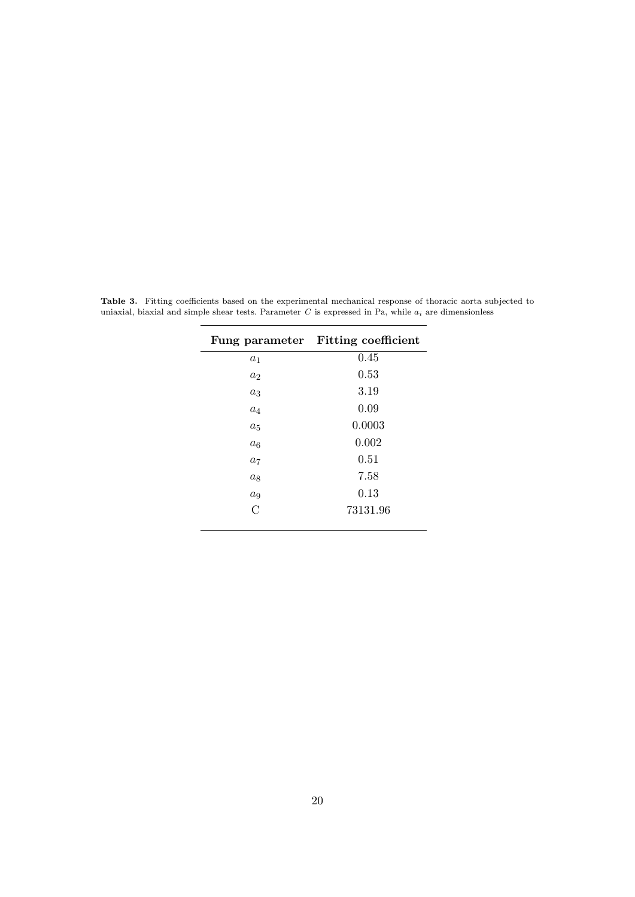**Table 3.** Fitting coefficients based on the experimental mechanical response of thoracic aorta subjected to uniaxial, biaxial and simple shear tests. Parameter $C$ is expressed in Pa, while $a_i$ are dimensionless

| **Fung parameter** | **Fitting coefficient** |
|---|---|
| $a_1$ | 0.45 |
| $a_2$ | 0.53 |
| $a_3$ | 3.19 |
| $a_4$ | 0.09 |
| $a_5$ | 0.0003 |
| $a_6$ | 0.002 |
| $a_7$ | 0.51 |
| $a_8$ | 7.58 |
| $a_9$ | 0.13 |
| C | 73131.96 |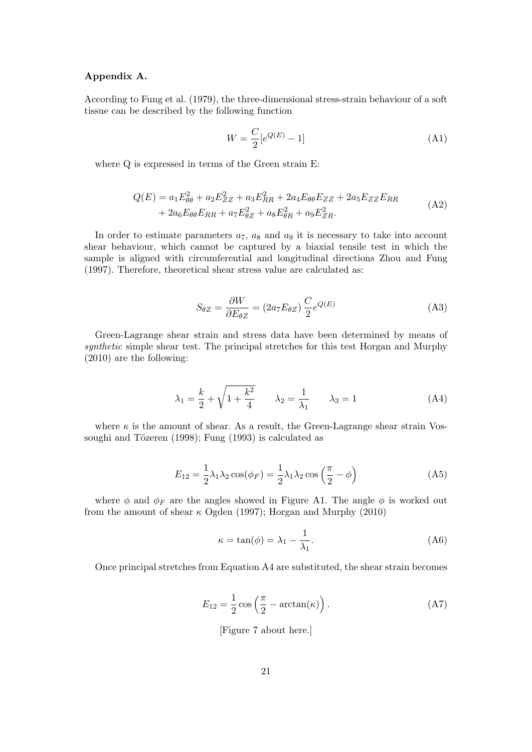### Appendix A.

According to Fung et al. (1979), the three-dimensional stress-strain behaviour of a soft tissue can be described by the following function

$$W = \frac{C}{2}[e^{Q(E)} - 1] \tag{A1}$$

where Q is expressed in terms of the Green strain E:

$$\begin{aligned} Q(E) &= a_1 E_{\theta\theta}^2 + a_2 E_{ZZ}^2 + a_3 E_{RR}^2 + 2a_4 E_{\theta\theta} E_{ZZ} + 2a_5 E_{ZZ} E_{RR} \\ &+ 2a_6 E_{\theta\theta} E_{RR} + a_7 E_{\theta Z}^2 + a_8 E_{\theta R}^2 + a_9 E_{ZR}^2. \end{aligned} \tag{A2}$$

In order to estimate parameters $a_7$, $a_8$ and $a_9$ it is necessary to take into account shear behaviour, which cannot be captured by a biaxial tensile test in which the sample is aligned with circumferential and longitudinal directions Zhou and Fung (1997). Therefore, theoretical shear stress value are calculated as:

$$S_{\theta Z} = \frac{\partial W}{\partial E_{\theta Z}} = (2a_7 E_{\theta Z}) \frac{C}{2} e^{Q(E)} \tag{A3}$$

Green-Lagrange shear strain and stress data have been determined by means of *synthetic* simple shear test. The principal stretches for this test Horgan and Murphy (2010) are the following:

$$\lambda_1 = \frac{k}{2} + \sqrt{1 + \frac{k^2}{4}} \qquad \lambda_2 = \frac{1}{\lambda_1} \qquad \lambda_3 = 1 \tag{A4}$$

where $\kappa$ is the amount of shear. As a result, the Green-Lagrange shear strain Vossoughi and Tözeren (1998); Fung (1993) is calculated as

$$E_{12} = \frac{1}{2}\lambda_1 \lambda_2 \cos(\phi_F) = \frac{1}{2}\lambda_1 \lambda_2 \cos\left(\frac{\pi}{2} - \phi\right) \tag{A5}$$

where $\phi$ and $\phi_F$ are the angles showed in Figure A1. The angle $\phi$ is worked out from the amount of shear $\kappa$ Ogden (1997); Horgan and Murphy (2010)

$$\kappa = \tan(\phi) = \lambda_1 - \frac{1}{\lambda_1}. \tag{A6}$$

Once principal stretches from Equation A4 are substituted, the shear strain becomes

$$E_{12} = \frac{1}{2} \cos\left(\frac{\pi}{2} - \arctan(\kappa)\right). \tag{A7}$$

[Figure 7 about here.]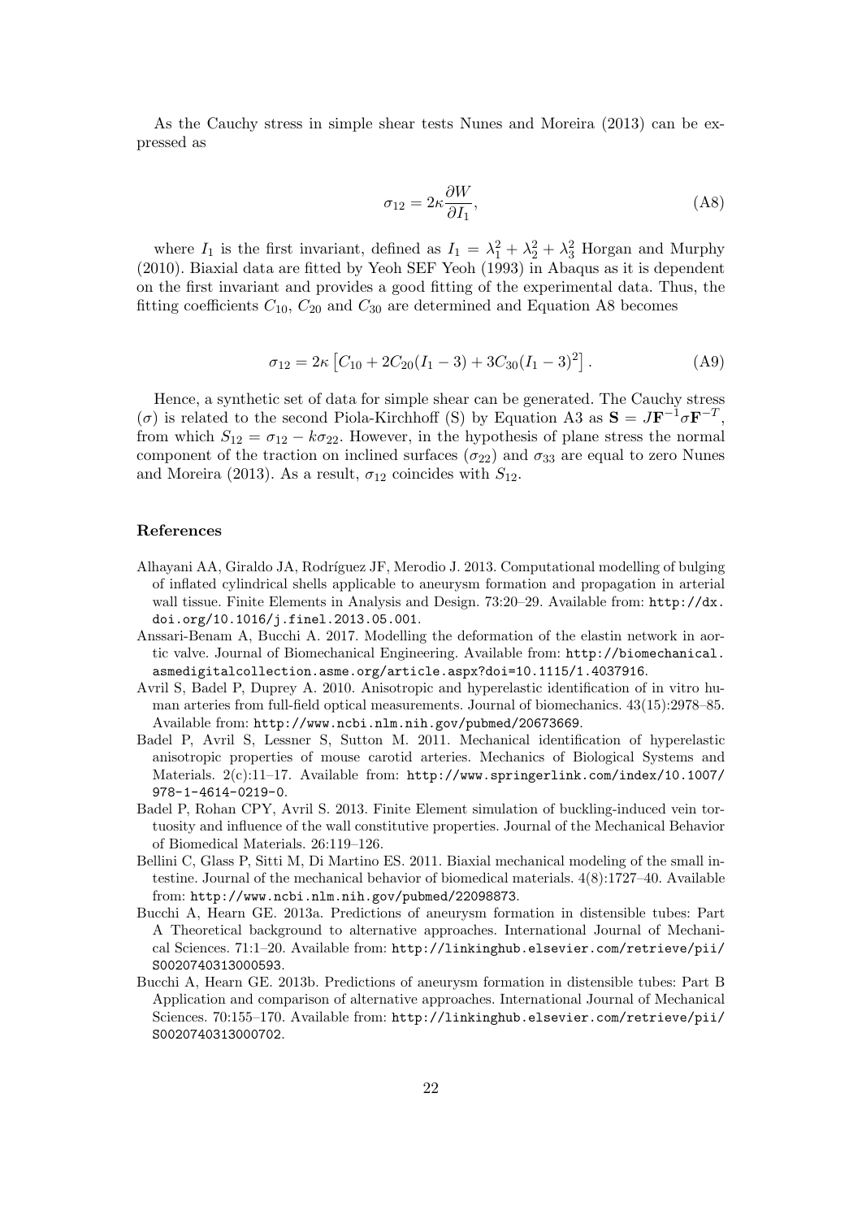As the Cauchy stress in simple shear tests Nunes and Moreira (2013) can be expressed as

$$\sigma_{12} = 2\kappa \frac{\partial W}{\partial I_1}, \tag{A8}$$

where $I_1$ is the first invariant, defined as $I_1 = \lambda_1^2 + \lambda_2^2 + \lambda_3^2$ Horgan and Murphy (2010). Biaxial data are fitted by Yeoh SEF Yeoh (1993) in Abaqus as it is dependent on the first invariant and provides a good fitting of the experimental data. Thus, the fitting coefficients $C_{10}$, $C_{20}$ and $C_{30}$ are determined and Equation A8 becomes

$$\sigma_{12} = 2\kappa \left[ C_{10} + 2C_{20}(I_1 - 3) + 3C_{30}(I_1 - 3)^2 \right]. \tag{A9}$$

Hence, a synthetic set of data for simple shear can be generated. The Cauchy stress ($\sigma$) is related to the second Piola-Kirchhoff (S) by Equation A3 as $\mathbf{S} = J\mathbf{F}^{-1}\sigma\mathbf{F}^{-T}$, from which $S_{12} = \sigma_{12} - k\sigma_{22}$. However, in the hypothesis of plane stress the normal component of the traction on inclined surfaces ($\sigma_{22}$) and $\sigma_{33}$ are equal to zero Nunes and Moreira (2013). As a result, $\sigma_{12}$ coincides with $S_{12}$.

## References

Alhayani AA, Giraldo JA, Rodríguez JF, Merodio J. 2013. Computational modelling of bulging of inflated cylindrical shells applicable to aneurysm formation and propagation in arterial wall tissue. Finite Elements in Analysis and Design. 73:20–29. Available from: http://dx.doi.org/10.1016/j.finel.2013.05.001.

Anssari-Benam A, Bucchi A. 2017. Modelling the deformation of the elastin network in aortic valve. Journal of Biomechanical Engineering. Available from: http://biomechanical.asmedigitalcollection.asme.org/article.aspx?doi=10.1115/1.4037916.

Avril S, Badel P, Duprey A. 2010. Anisotropic and hyperelastic identification of in vitro human arteries from full-field optical measurements. Journal of biomechanics. 43(15):2978–85. Available from: http://www.ncbi.nlm.nih.gov/pubmed/20673669.

Badel P, Avril S, Lessner S, Sutton M. 2011. Mechanical identification of hyperelastic anisotropic properties of mouse carotid arteries. Mechanics of Biological Systems and Materials. 2(c):11–17. Available from: http://www.springerlink.com/index/10.1007/978-1-4614-0219-0.

Badel P, Rohan CPY, Avril S. 2013. Finite Element simulation of buckling-induced vein tortuosity and influence of the wall constitutive properties. Journal of the Mechanical Behavior of Biomedical Materials. 26:119–126.

Bellini C, Glass P, Sitti M, Di Martino ES. 2011. Biaxial mechanical modeling of the small intestine. Journal of the mechanical behavior of biomedical materials. 4(8):1727–40. Available from: http://www.ncbi.nlm.nih.gov/pubmed/22098873.

Bucchi A, Hearn GE. 2013a. Predictions of aneurysm formation in distensible tubes: Part A Theoretical background to alternative approaches. International Journal of Mechanical Sciences. 71:1–20. Available from: http://linkinghub.elsevier.com/retrieve/pii/S0020740313000593.

Bucchi A, Hearn GE. 2013b. Predictions of aneurysm formation in distensible tubes: Part B Application and comparison of alternative approaches. International Journal of Mechanical Sciences. 70:155–170. Available from: http://linkinghub.elsevier.com/retrieve/pii/S0020740313000702.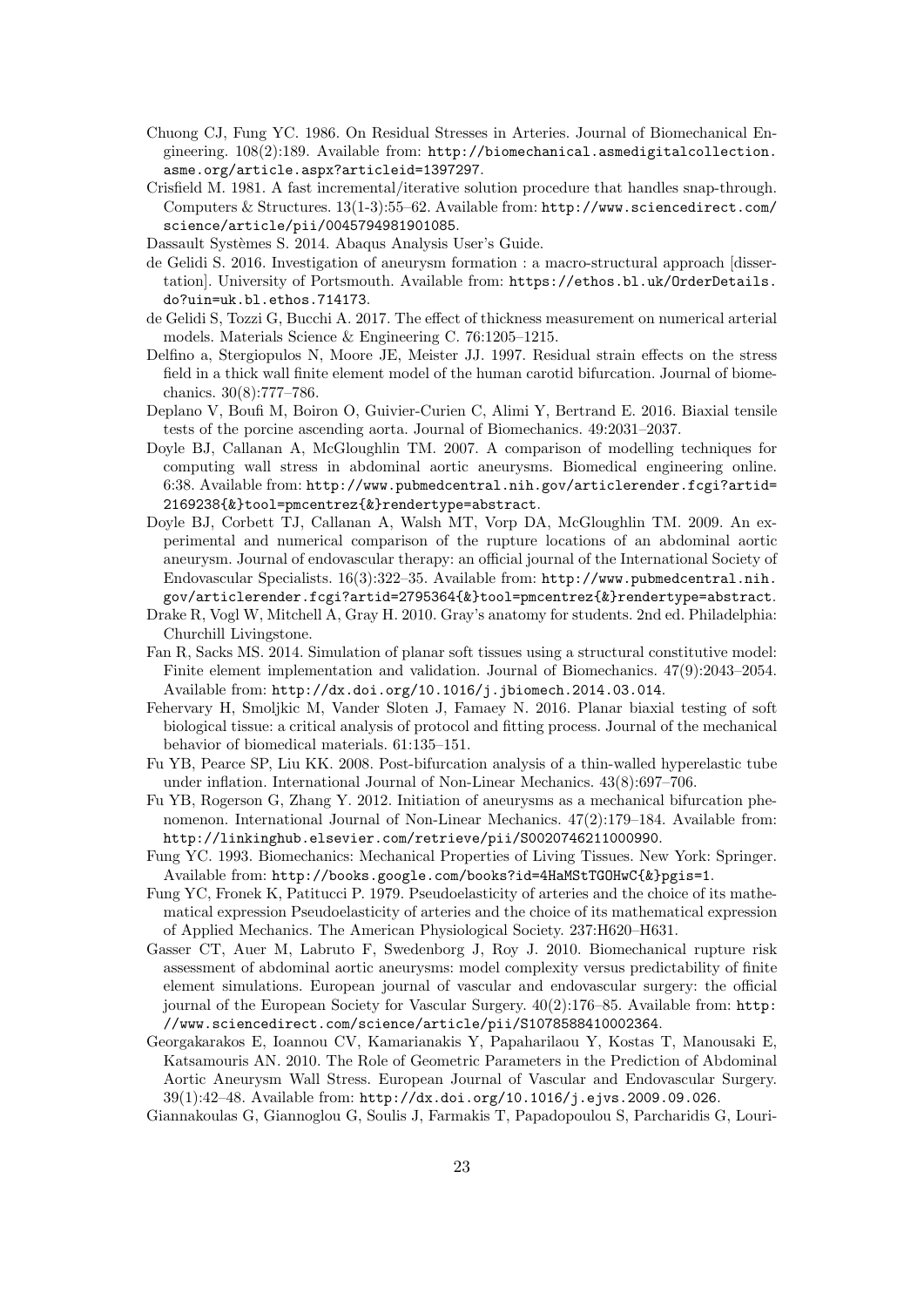Chuong CJ, Fung YC. 1986. On Residual Stresses in Arteries. Journal of Biomechanical Engineering. 108(2):189. Available from: http://biomechanical.asmedigitalcollection.asme.org/article.aspx?articleid=1397297.

Crisfield M. 1981. A fast incremental/iterative solution procedure that handles snap-through. Computers & Structures. 13(1-3):55–62. Available from: http://www.sciencedirect.com/science/article/pii/0045794981901085.

Dassault Systèmes S. 2014. Abaqus Analysis User's Guide.

de Gelidi S. 2016. Investigation of aneurysm formation : a macro-structural approach [dissertation]. University of Portsmouth. Available from: https://ethos.bl.uk/OrderDetails.do?uin=uk.bl.ethos.714173.

de Gelidi S, Tozzi G, Bucchi A. 2017. The effect of thickness measurement on numerical arterial models. Materials Science & Engineering C. 76:1205–1215.

Delfino a, Stergiopulos N, Moore JE, Meister JJ. 1997. Residual strain effects on the stress field in a thick wall finite element model of the human carotid bifurcation. Journal of biomechanics. 30(8):777–786.

Deplano V, Boufi M, Boiron O, Guivier-Curien C, Alimi Y, Bertrand E. 2016. Biaxial tensile tests of the porcine ascending aorta. Journal of Biomechanics. 49:2031–2037.

Doyle BJ, Callanan A, McGloughlin TM. 2007. A comparison of modelling techniques for computing wall stress in abdominal aortic aneurysms. Biomedical engineering online. 6:38. Available from: http://www.pubmedcentral.nih.gov/articlerender.fcgi?artid=2169238{&}tool=pmcentrez{&}rendertype=abstract.

Doyle BJ, Corbett TJ, Callanan A, Walsh MT, Vorp DA, McGloughlin TM. 2009. An experimental and numerical comparison of the rupture locations of an abdominal aortic aneurysm. Journal of endovascular therapy: an official journal of the International Society of Endovascular Specialists. 16(3):322–35. Available from: http://www.pubmedcentral.nih.gov/articlerender.fcgi?artid=2795364{&}tool=pmcentrez{&}rendertype=abstract.

Drake R, Vogl W, Mitchell A, Gray H. 2010. Gray's anatomy for students. 2nd ed. Philadelphia: Churchill Livingstone.

Fan R, Sacks MS. 2014. Simulation of planar soft tissues using a structural constitutive model: Finite element implementation and validation. Journal of Biomechanics. 47(9):2043–2054. Available from: http://dx.doi.org/10.1016/j.jbiomech.2014.03.014.

Fehervary H, Smoljkic M, Vander Sloten J, Famaey N. 2016. Planar biaxial testing of soft biological tissue: a critical analysis of protocol and fitting process. Journal of the mechanical behavior of biomedical materials. 61:135–151.

Fu YB, Pearce SP, Liu KK. 2008. Post-bifurcation analysis of a thin-walled hyperelastic tube under inflation. International Journal of Non-Linear Mechanics. 43(8):697–706.

Fu YB, Rogerson G, Zhang Y. 2012. Initiation of aneurysms as a mechanical bifurcation phenomenon. International Journal of Non-Linear Mechanics. 47(2):179–184. Available from: http://linkinghub.elsevier.com/retrieve/pii/S0020746211000990.

Fung YC. 1993. Biomechanics: Mechanical Properties of Living Tissues. New York: Springer. Available from: http://books.google.com/books?id=4HaMStTGOHwC{&}pgis=1.

Fung YC, Fronek K, Patitucci P. 1979. Pseudoelasticity of arteries and the choice of its mathematical expression Pseudoelasticity of arteries and the choice of its mathematical expression of Applied Mechanics. The American Physiological Society. 237:H620–H631.

Gasser CT, Auer M, Labruto F, Swedenborg J, Roy J. 2010. Biomechanical rupture risk assessment of abdominal aortic aneurysms: model complexity versus predictability of finite element simulations. European journal of vascular and endovascular surgery: the official journal of the European Society for Vascular Surgery. 40(2):176–85. Available from: http://www.sciencedirect.com/science/article/pii/S1078588410002364.

Georgakarakos E, Ioannou CV, Kamarianakis Y, Papaharilaou Y, Kostas T, Manousaki E, Katsamouris AN. 2010. The Role of Geometric Parameters in the Prediction of Abdominal Aortic Aneurysm Wall Stress. European Journal of Vascular and Endovascular Surgery. 39(1):42–48. Available from: http://dx.doi.org/10.1016/j.ejvs.2009.09.026.

Giannakoulas G, Giannoglou G, Soulis J, Farmakis T, Papadopoulou S, Parcharidis G, Louri-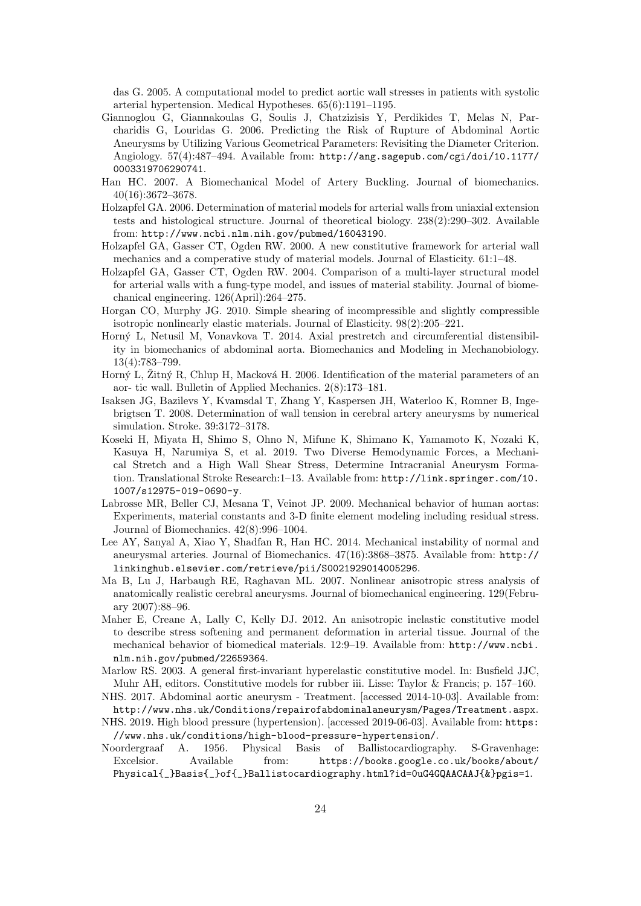das G. 2005. A computational model to predict aortic wall stresses in patients with systolic arterial hypertension. Medical Hypotheses. 65(6):1191–1195.

Giannoglou G, Giannakoulas G, Soulis J, Chatzizisis Y, Perdikides T, Melas N, Parcharidis G, Louridas G. 2006. Predicting the Risk of Rupture of Abdominal Aortic Aneurysms by Utilizing Various Geometrical Parameters: Revisiting the Diameter Criterion. Angiology. 57(4):487–494. Available from: http://ang.sagepub.com/cgi/doi/10.1177/0003319706290741.

Han HC. 2007. A Biomechanical Model of Artery Buckling. Journal of biomechanics. 40(16):3672–3678.

Holzapfel GA. 2006. Determination of material models for arterial walls from uniaxial extension tests and histological structure. Journal of theoretical biology. 238(2):290–302. Available from: http://www.ncbi.nlm.nih.gov/pubmed/16043190.

Holzapfel GA, Gasser CT, Ogden RW. 2000. A new constitutive framework for arterial wall mechanics and a comperative study of material models. Journal of Elasticity. 61:1–48.

Holzapfel GA, Gasser CT, Ogden RW. 2004. Comparison of a multi-layer structural model for arterial walls with a fung-type model, and issues of material stability. Journal of biomechanical engineering. 126(April):264–275.

Horgan CO, Murphy JG. 2010. Simple shearing of incompressible and slightly compressible isotropic nonlinearly elastic materials. Journal of Elasticity. 98(2):205–221.

Horný L, Netusil M, Vonavkova T. 2014. Axial prestretch and circumferential distensibility in biomechanics of abdominal aorta. Biomechanics and Modeling in Mechanobiology. 13(4):783–799.

Horný L, Žitný R, Chlup H, Macková H. 2006. Identification of the material parameters of an aor- tic wall. Bulletin of Applied Mechanics. 2(8):173–181.

Isaksen JG, Bazilevs Y, Kvamsdal T, Zhang Y, Kaspersen JH, Waterloo K, Romner B, Ingebrigtsen T. 2008. Determination of wall tension in cerebral artery aneurysms by numerical simulation. Stroke. 39:3172–3178.

Koseki H, Miyata H, Shimo S, Ohno N, Mifune K, Shimano K, Yamamoto K, Nozaki K, Kasuya H, Narumiya S, et al. 2019. Two Diverse Hemodynamic Forces, a Mechanical Stretch and a High Wall Shear Stress, Determine Intracranial Aneurysm Formation. Translational Stroke Research:1–13. Available from: http://link.springer.com/10.1007/s12975-019-0690-y.

Labrosse MR, Beller CJ, Mesana T, Veinot JP. 2009. Mechanical behavior of human aortas: Experiments, material constants and 3-D finite element modeling including residual stress. Journal of Biomechanics. 42(8):996–1004.

Lee AY, Sanyal A, Xiao Y, Shadfan R, Han HC. 2014. Mechanical instability of normal and aneurysmal arteries. Journal of Biomechanics. 47(16):3868–3875. Available from: http://linkinghub.elsevier.com/retrieve/pii/S0021929014005296.

Ma B, Lu J, Harbaugh RE, Raghavan ML. 2007. Nonlinear anisotropic stress analysis of anatomically realistic cerebral aneurysms. Journal of biomechanical engineering. 129(February 2007):88–96.

Maher E, Creane A, Lally C, Kelly DJ. 2012. An anisotropic inelastic constitutive model to describe stress softening and permanent deformation in arterial tissue. Journal of the mechanical behavior of biomedical materials. 12:9–19. Available from: http://www.ncbi.nlm.nih.gov/pubmed/22659364.

Marlow RS. 2003. A general first-invariant hyperelastic constitutive model. In: Busfield JJC, Muhr AH, editors. Constitutive models for rubber iii. Lisse: Taylor & Francis; p. 157–160.

NHS. 2017. Abdominal aortic aneurysm - Treatment. [accessed 2014-10-03]. Available from: http://www.nhs.uk/Conditions/repairofabdominalaneurysm/Pages/Treatment.aspx.

NHS. 2019. High blood pressure (hypertension). [accessed 2019-06-03]. Available from: https://www.nhs.uk/conditions/high-blood-pressure-hypertension/.

Noordergraaf A. 1956. Physical Basis of Ballistocardiography. S-Gravenhage: Excelsior. Available from: https://books.google.co.uk/books/about/Physical{_}Basis{_}of{_}Ballistocardiography.html?id=0uG4GQAACAAJ{&}pgis=1.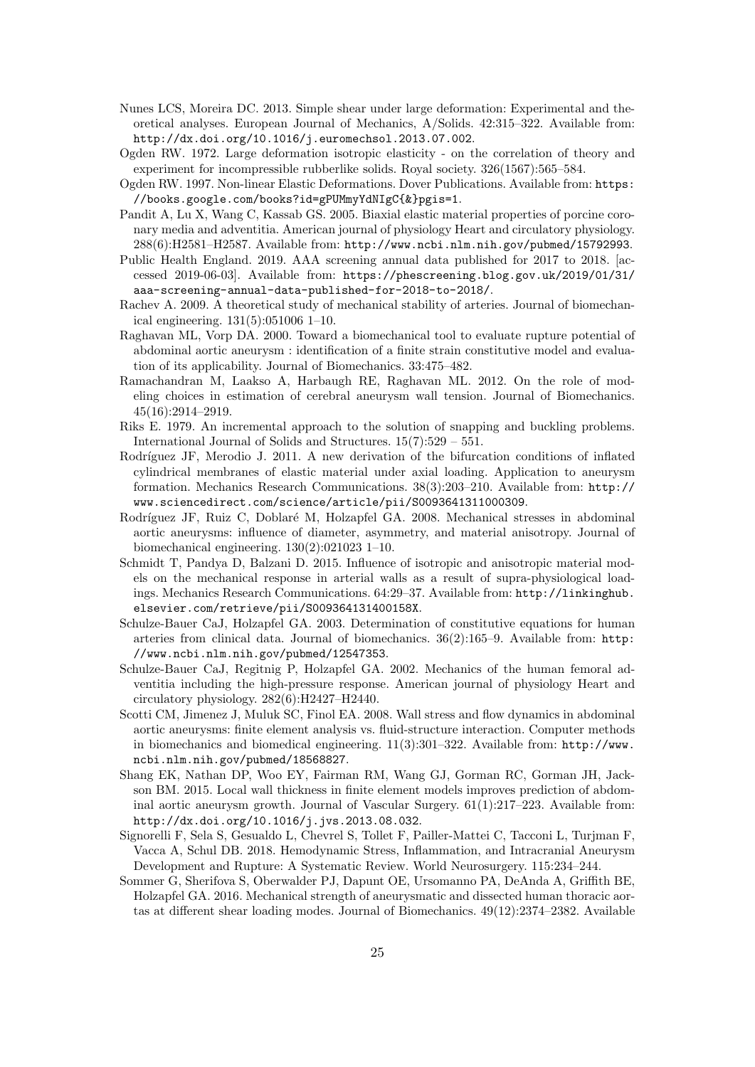Nunes LCS, Moreira DC. 2013. Simple shear under large deformation: Experimental and theoretical analyses. European Journal of Mechanics, A/Solids. 42:315–322. Available from: http://dx.doi.org/10.1016/j.euromechsol.2013.07.002.

Ogden RW. 1972. Large deformation isotropic elasticity - on the correlation of theory and experiment for incompressible rubberlike solids. Royal society. 326(1567):565–584.

Ogden RW. 1997. Non-linear Elastic Deformations. Dover Publications. Available from: https://books.google.com/books?id=gPUMmyYdNIgC{&}pgis=1.

Pandit A, Lu X, Wang C, Kassab GS. 2005. Biaxial elastic material properties of porcine coronary media and adventitia. American journal of physiology Heart and circulatory physiology. 288(6):H2581–H2587. Available from: http://www.ncbi.nlm.nih.gov/pubmed/15792993.

Public Health England. 2019. AAA screening annual data published for 2017 to 2018. [accessed 2019-06-03]. Available from: https://phescreening.blog.gov.uk/2019/01/31/aaa-screening-annual-data-published-for-2018-to-2018/.

Rachev A. 2009. A theoretical study of mechanical stability of arteries. Journal of biomechanical engineering. 131(5):051006 1–10.

Raghavan ML, Vorp DA. 2000. Toward a biomechanical tool to evaluate rupture potential of abdominal aortic aneurysm : identification of a finite strain constitutive model and evaluation of its applicability. Journal of Biomechanics. 33:475–482.

Ramachandran M, Laakso A, Harbaugh RE, Raghavan ML. 2012. On the role of modeling choices in estimation of cerebral aneurysm wall tension. Journal of Biomechanics. 45(16):2914–2919.

Riks E. 1979. An incremental approach to the solution of snapping and buckling problems. International Journal of Solids and Structures. 15(7):529 – 551.

Rodríguez JF, Merodio J. 2011. A new derivation of the bifurcation conditions of inflated cylindrical membranes of elastic material under axial loading. Application to aneurysm formation. Mechanics Research Communications. 38(3):203–210. Available from: http://www.sciencedirect.com/science/article/pii/S0093641311000309.

Rodríguez JF, Ruiz C, Doblaré M, Holzapfel GA. 2008. Mechanical stresses in abdominal aortic aneurysms: influence of diameter, asymmetry, and material anisotropy. Journal of biomechanical engineering. 130(2):021023 1–10.

Schmidt T, Pandya D, Balzani D. 2015. Influence of isotropic and anisotropic material models on the mechanical response in arterial walls as a result of supra-physiological loadings. Mechanics Research Communications. 64:29–37. Available from: http://linkinghub.elsevier.com/retrieve/pii/S009364131400158X.

Schulze-Bauer CaJ, Holzapfel GA. 2003. Determination of constitutive equations for human arteries from clinical data. Journal of biomechanics. 36(2):165–9. Available from: http://www.ncbi.nlm.nih.gov/pubmed/12547353.

Schulze-Bauer CaJ, Regitnig P, Holzapfel GA. 2002. Mechanics of the human femoral adventitia including the high-pressure response. American journal of physiology Heart and circulatory physiology. 282(6):H2427–H2440.

Scotti CM, Jimenez J, Muluk SC, Finol EA. 2008. Wall stress and flow dynamics in abdominal aortic aneurysms: finite element analysis vs. fluid-structure interaction. Computer methods in biomechanics and biomedical engineering. 11(3):301–322. Available from: http://www.ncbi.nlm.nih.gov/pubmed/18568827.

Shang EK, Nathan DP, Woo EY, Fairman RM, Wang GJ, Gorman RC, Gorman JH, Jackson BM. 2015. Local wall thickness in finite element models improves prediction of abdominal aortic aneurysm growth. Journal of Vascular Surgery. 61(1):217–223. Available from: http://dx.doi.org/10.1016/j.jvs.2013.08.032.

Signorelli F, Sela S, Gesualdo L, Chevrel S, Tollet F, Pailler-Mattei C, Tacconi L, Turjman F, Vacca A, Schul DB. 2018. Hemodynamic Stress, Inflammation, and Intracranial Aneurysm Development and Rupture: A Systematic Review. World Neurosurgery. 115:234–244.

Sommer G, Sherifova S, Oberwalder PJ, Dapunt OE, Ursomanno PA, DeAnda A, Griffith BE, Holzapfel GA. 2016. Mechanical strength of aneurysmatic and dissected human thoracic aortas at different shear loading modes. Journal of Biomechanics. 49(12):2374–2382. Available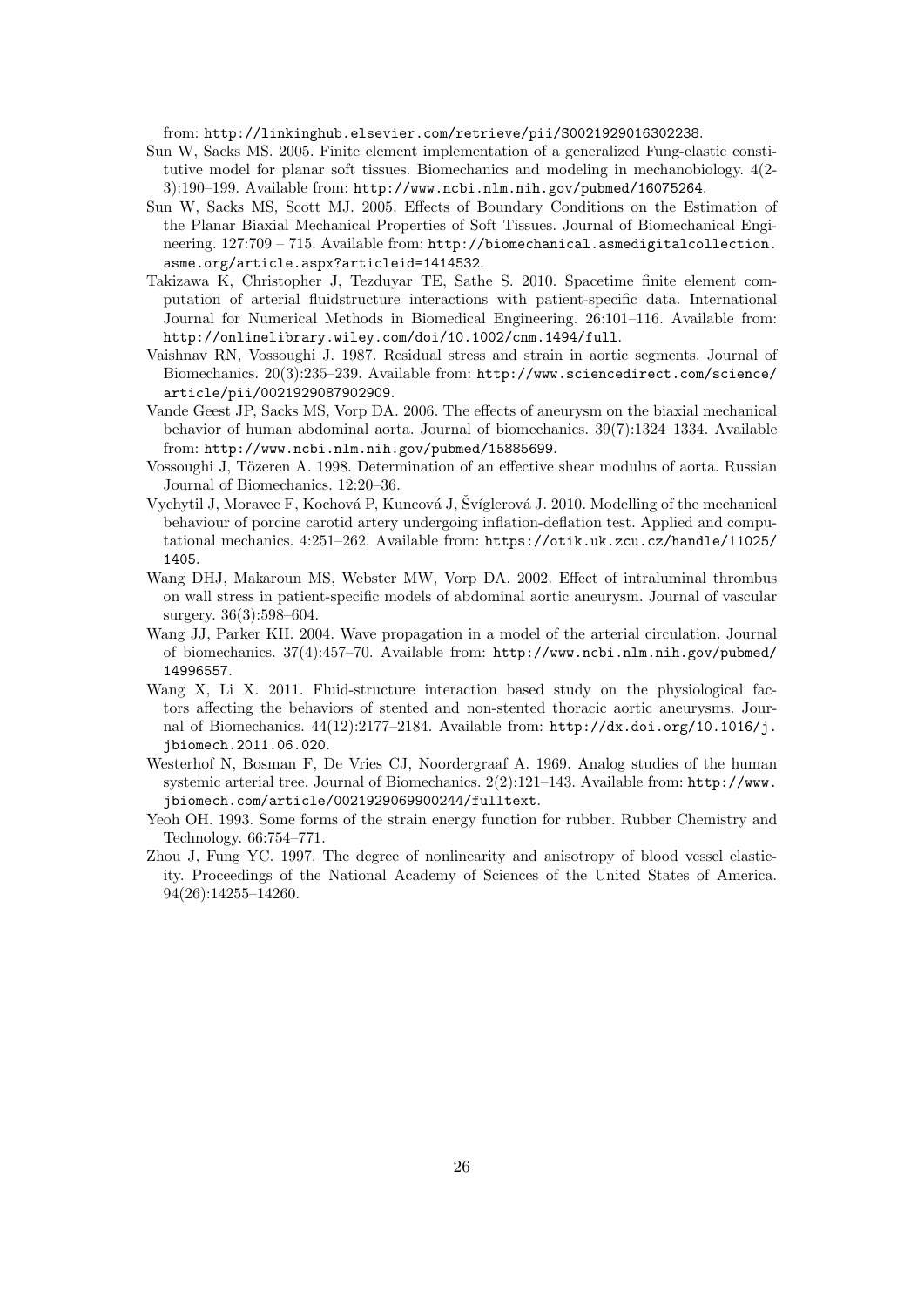from: http://linkinghub.elsevier.com/retrieve/pii/S0021929016302238.

Sun W, Sacks MS. 2005. Finite element implementation of a generalized Fung-elastic constitutive model for planar soft tissues. Biomechanics and modeling in mechanobiology. 4(2-3):190–199. Available from: http://www.ncbi.nlm.nih.gov/pubmed/16075264.

Sun W, Sacks MS, Scott MJ. 2005. Effects of Boundary Conditions on the Estimation of the Planar Biaxial Mechanical Properties of Soft Tissues. Journal of Biomechanical Engineering. 127:709 – 715. Available from: http://biomechanical.asmedigitalcollection.asme.org/article.aspx?articleid=1414532.

Takizawa K, Christopher J, Tezduyar TE, Sathe S. 2010. Spacetime finite element computation of arterial fluidstructure interactions with patient-specific data. International Journal for Numerical Methods in Biomedical Engineering. 26:101–116. Available from: http://onlinelibrary.wiley.com/doi/10.1002/cnm.1494/full.

Vaishnav RN, Vossoughi J. 1987. Residual stress and strain in aortic segments. Journal of Biomechanics. 20(3):235–239. Available from: http://www.sciencedirect.com/science/article/pii/0021929087902909.

Vande Geest JP, Sacks MS, Vorp DA. 2006. The effects of aneurysm on the biaxial mechanical behavior of human abdominal aorta. Journal of biomechanics. 39(7):1324–1334. Available from: http://www.ncbi.nlm.nih.gov/pubmed/15885699.

Vossoughi J, Tözeren A. 1998. Determination of an effective shear modulus of aorta. Russian Journal of Biomechanics. 12:20–36.

Vychytil J, Moravec F, Kochová P, Kuncová J, Švíglerová J. 2010. Modelling of the mechanical behaviour of porcine carotid artery undergoing inflation-deflation test. Applied and computational mechanics. 4:251–262. Available from: https://otik.uk.zcu.cz/handle/11025/1405.

Wang DHJ, Makaroun MS, Webster MW, Vorp DA. 2002. Effect of intraluminal thrombus on wall stress in patient-specific models of abdominal aortic aneurysm. Journal of vascular surgery. 36(3):598–604.

Wang JJ, Parker KH. 2004. Wave propagation in a model of the arterial circulation. Journal of biomechanics. 37(4):457–70. Available from: http://www.ncbi.nlm.nih.gov/pubmed/14996557.

Wang X, Li X. 2011. Fluid-structure interaction based study on the physiological factors affecting the behaviors of stented and non-stented thoracic aortic aneurysms. Journal of Biomechanics. 44(12):2177–2184. Available from: http://dx.doi.org/10.1016/j.jbiomech.2011.06.020.

Westerhof N, Bosman F, De Vries CJ, Noordergraaf A. 1969. Analog studies of the human systemic arterial tree. Journal of Biomechanics. 2(2):121–143. Available from: http://www.jbiomech.com/article/0021929069900244/fulltext.

Yeoh OH. 1993. Some forms of the strain energy function for rubber. Rubber Chemistry and Technology. 66:754–771.

Zhou J, Fung YC. 1997. The degree of nonlinearity and anisotropy of blood vessel elasticity. Proceedings of the National Academy of Sciences of the United States of America. 94(26):14255–14260.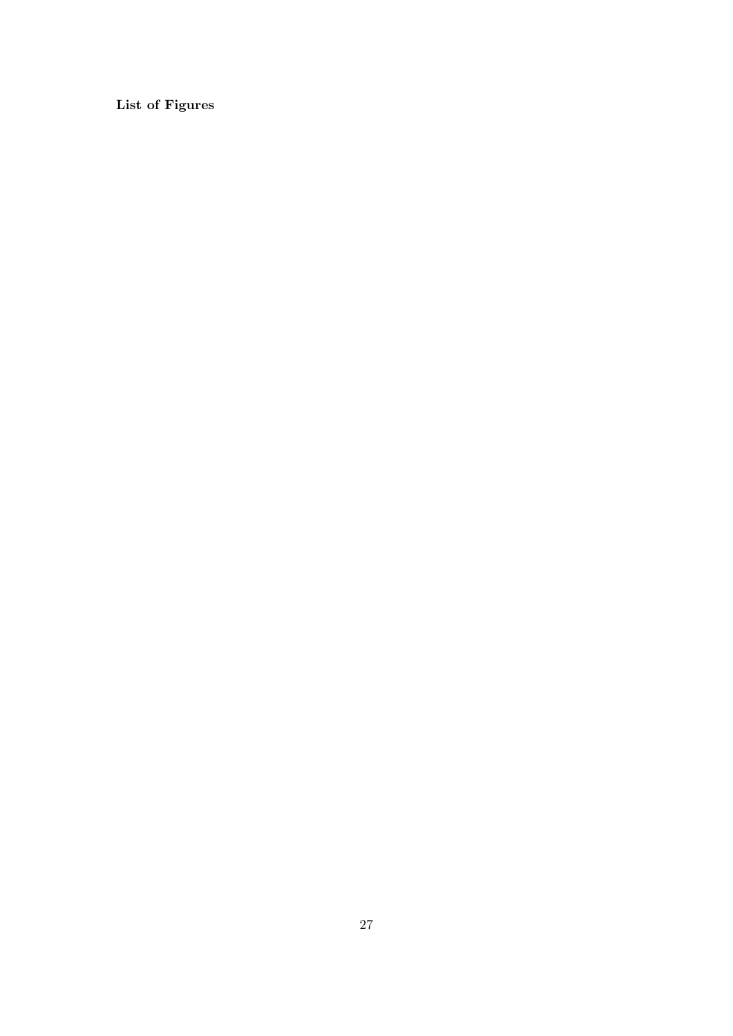**List of Figures**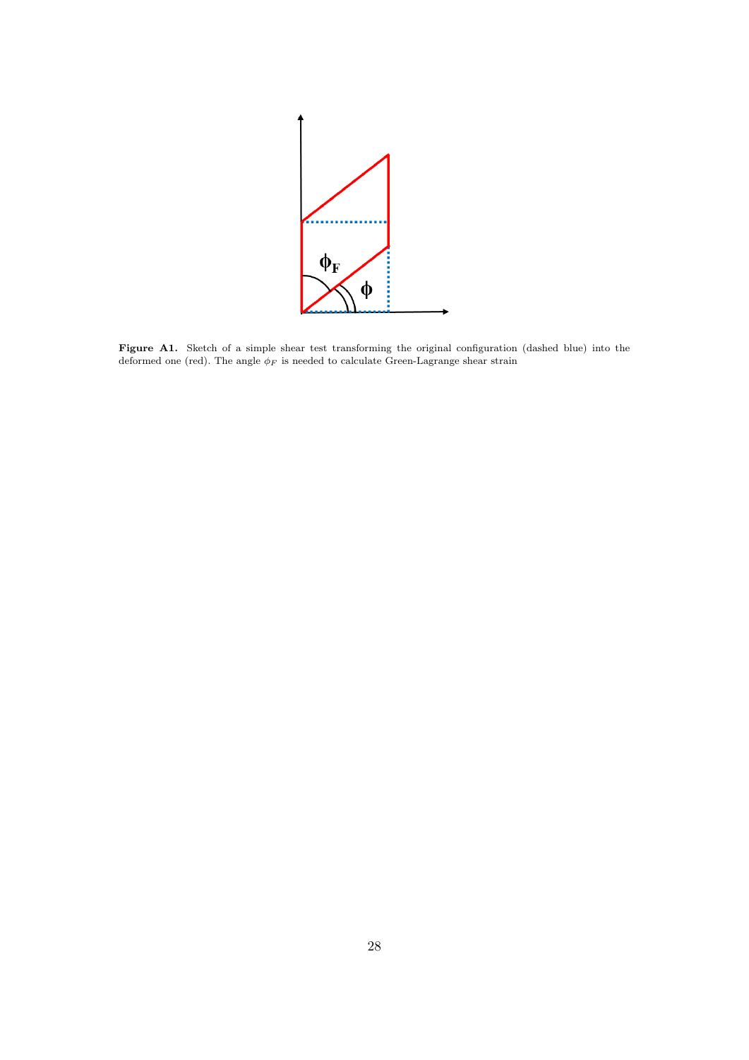$\phi_F$

$\phi$

**Figure A1.** Sketch of a simple shear test transforming the original configuration (dashed blue) into the deformed one (red). The angle $\phi_F$ is needed to calculate Green-Lagrange shear strain